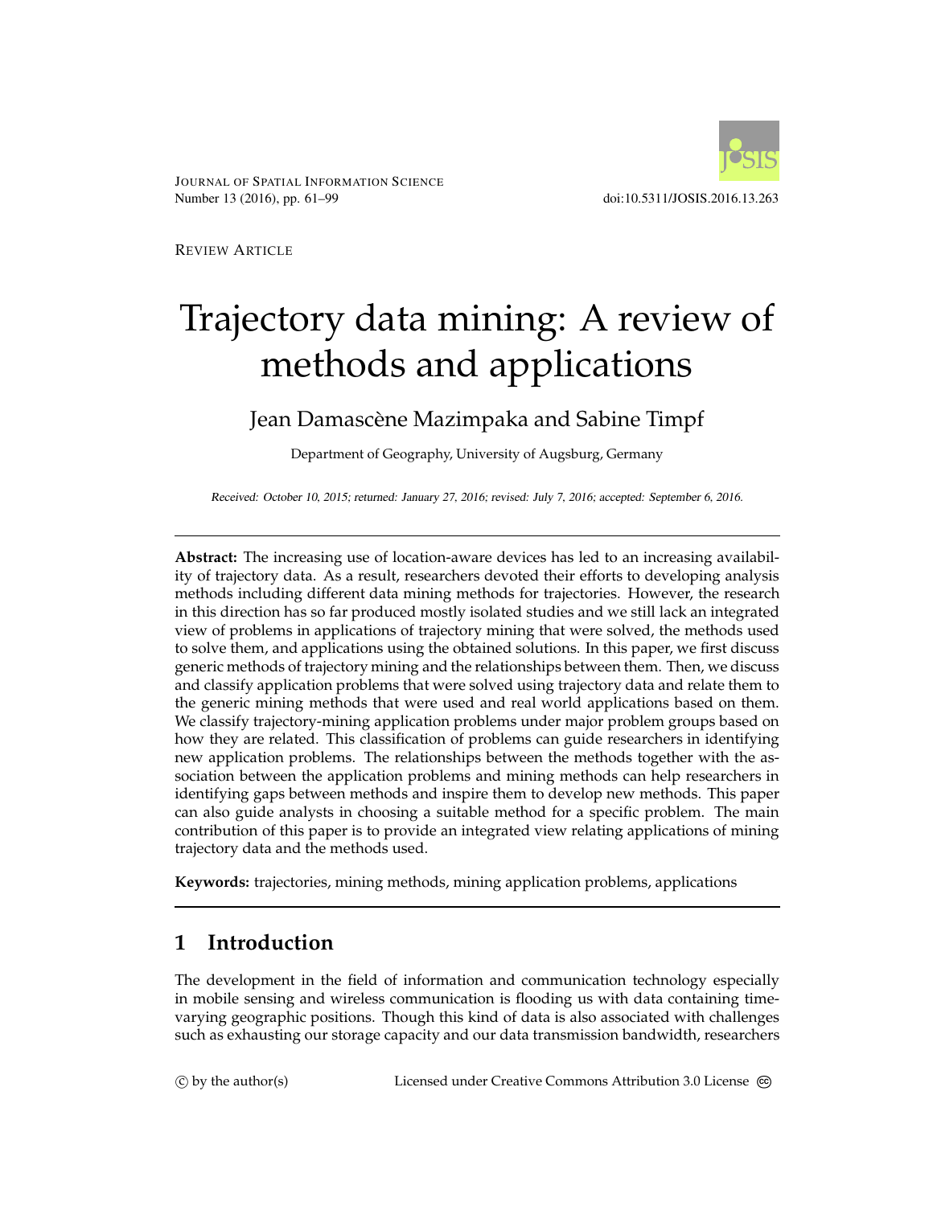Journal of Spatial Information Science
Number 13 (2016), pp. 61–99

doi:10.5311/JOSIS.2016.13.263

Review Article

# Trajectory data mining: A review of methods and applications

Jean Damascène Mazimpaka and Sabine Timpf

Department of Geography, University of Augsburg, Germany

*Received: October 10, 2015; returned: January 27, 2016; revised: July 7, 2016; accepted: September 6, 2016.*

---

**Abstract:** The increasing use of location-aware devices has led to an increasing availability of trajectory data. As a result, researchers devoted their efforts to developing analysis methods including different data mining methods for trajectories. However, the research in this direction has so far produced mostly isolated studies and we still lack an integrated view of problems in applications of trajectory mining that were solved, the methods used to solve them, and applications using the obtained solutions. In this paper, we first discuss generic methods of trajectory mining and the relationships between them. Then, we discuss and classify application problems that were solved using trajectory data and relate them to the generic mining methods that were used and real world applications based on them. We classify trajectory-mining application problems under major problem groups based on how they are related. This classification of problems can guide researchers in identifying new application problems. The relationships between the methods together with the association between the application problems and mining methods can help researchers in identifying gaps between methods and inspire them to develop new methods. This paper can also guide analysts in choosing a suitable method for a specific problem. The main contribution of this paper is to provide an integrated view relating applications of mining trajectory data and the methods used.

**Keywords:** trajectories, mining methods, mining application problems, applications

---

## 1 Introduction

The development in the field of information and communication technology especially in mobile sensing and wireless communication is flooding us with data containing time-varying geographic positions. Though this kind of data is also associated with challenges such as exhausting our storage capacity and our data transmission bandwidth, researchers

© by the author(s) Licensed under Creative Commons Attribution 3.0 License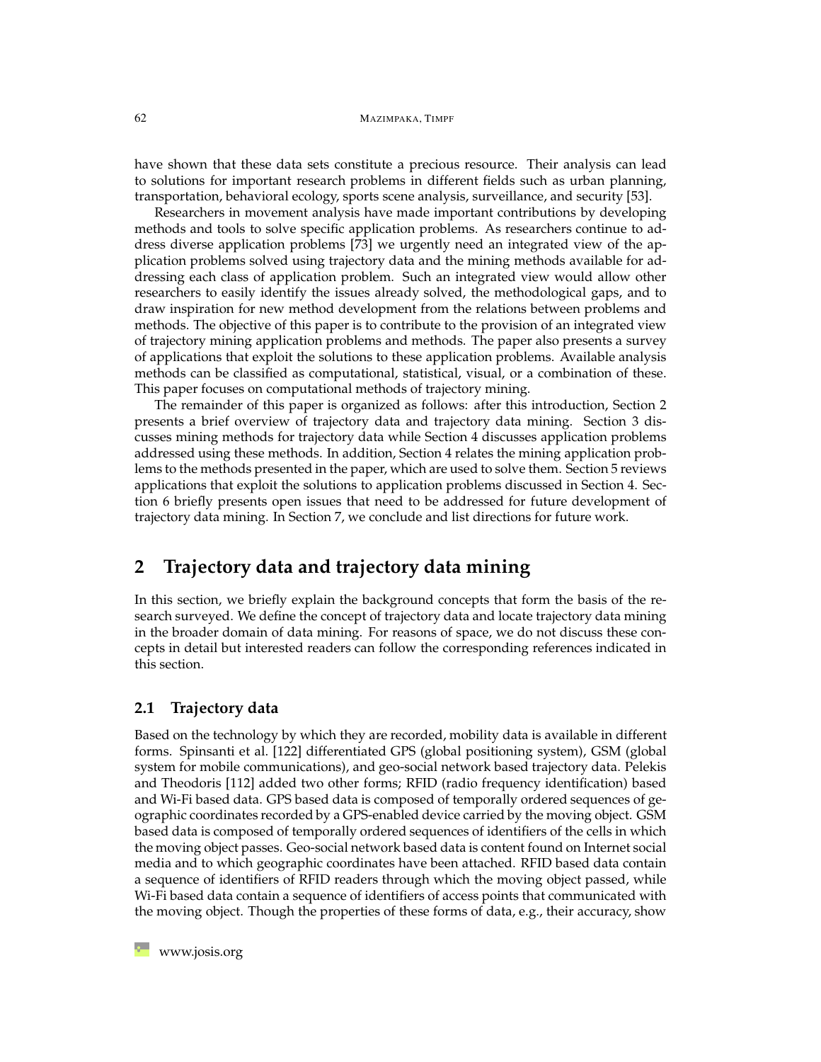have shown that these data sets constitute a precious resource. Their analysis can lead to solutions for important research problems in different fields such as urban planning, transportation, behavioral ecology, sports scene analysis, surveillance, and security [53].

Researchers in movement analysis have made important contributions by developing methods and tools to solve specific application problems. As researchers continue to address diverse application problems [73] we urgently need an integrated view of the application problems solved using trajectory data and the mining methods available for addressing each class of application problem. Such an integrated view would allow other researchers to easily identify the issues already solved, the methodological gaps, and to draw inspiration for new method development from the relations between problems and methods. The objective of this paper is to contribute to the provision of an integrated view of trajectory mining application problems and methods. The paper also presents a survey of applications that exploit the solutions to these application problems. Available analysis methods can be classified as computational, statistical, visual, or a combination of these. This paper focuses on computational methods of trajectory mining.

The remainder of this paper is organized as follows: after this introduction, Section 2 presents a brief overview of trajectory data and trajectory data mining. Section 3 discusses mining methods for trajectory data while Section 4 discusses application problems addressed using these methods. In addition, Section 4 relates the mining application problems to the methods presented in the paper, which are used to solve them. Section 5 reviews applications that exploit the solutions to application problems discussed in Section 4. Section 6 briefly presents open issues that need to be addressed for future development of trajectory data mining. In Section 7, we conclude and list directions for future work.

## 2 Trajectory data and trajectory data mining

In this section, we briefly explain the background concepts that form the basis of the research surveyed. We define the concept of trajectory data and locate trajectory data mining in the broader domain of data mining. For reasons of space, we do not discuss these concepts in detail but interested readers can follow the corresponding references indicated in this section.

### 2.1 Trajectory data

Based on the technology by which they are recorded, mobility data is available in different forms. Spinsanti et al. [122] differentiated GPS (global positioning system), GSM (global system for mobile communications), and geo-social network based trajectory data. Pelekis and Theodoris [112] added two other forms; RFID (radio frequency identification) based and Wi-Fi based data. GPS based data is composed of temporally ordered sequences of geographic coordinates recorded by a GPS-enabled device carried by the moving object. GSM based data is composed of temporally ordered sequences of identifiers of the cells in which the moving object passes. Geo-social network based data is content found on Internet social media and to which geographic coordinates have been attached. RFID based data contain a sequence of identifiers of RFID readers through which the moving object passed, while Wi-Fi based data contain a sequence of identifiers of access points that communicated with the moving object. Though the properties of these forms of data, e.g., their accuracy, show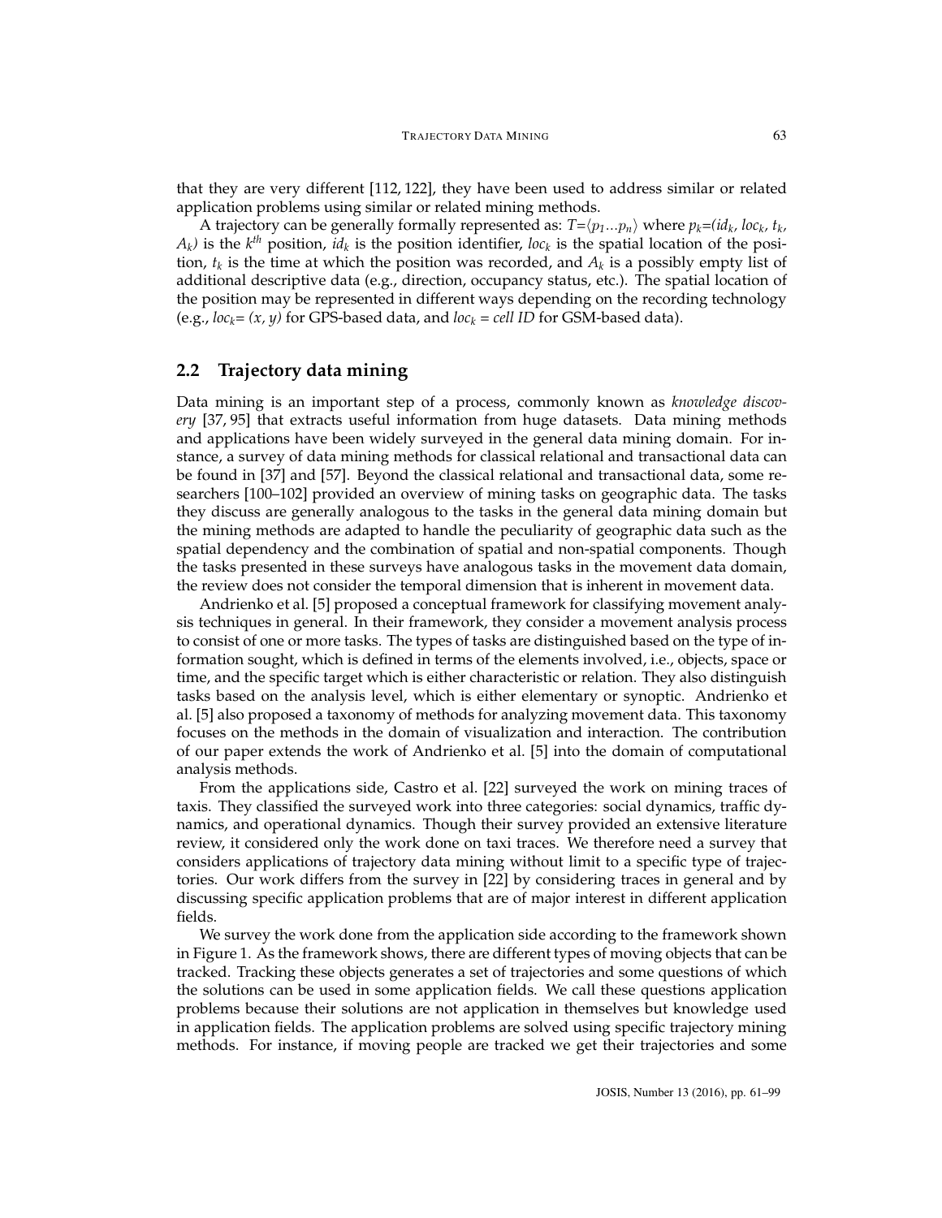that they are very different [112, 122], they have been used to address similar or related application problems using similar or related mining methods.

A trajectory can be generally formally represented as: $T = \langle p_1 \ldots p_n \rangle$ where $p_k = (id_k, loc_k, t_k, A_k)$ is the $k^{th}$ position, $id_k$ is the position identifier, $loc_k$ is the spatial location of the position, $t_k$ is the time at which the position was recorded, and $A_k$ is a possibly empty list of additional descriptive data (e.g., direction, occupancy status, etc.). The spatial location of the position may be represented in different ways depending on the recording technology (e.g., $loc_k = (x, y)$ for GPS-based data, and $loc_k = cell\ ID$ for GSM-based data).

## 2.2 Trajectory data mining

Data mining is an important step of a process, commonly known as *knowledge discovery* [37, 95] that extracts useful information from huge datasets. Data mining methods and applications have been widely surveyed in the general data mining domain. For instance, a survey of data mining methods for classical relational and transactional data can be found in [37] and [57]. Beyond the classical relational and transactional data, some researchers [100–102] provided an overview of mining tasks on geographic data. The tasks they discuss are generally analogous to the tasks in the general data mining domain but the mining methods are adapted to handle the peculiarity of geographic data such as the spatial dependency and the combination of spatial and non-spatial components. Though the tasks presented in these surveys have analogous tasks in the movement data domain, the review does not consider the temporal dimension that is inherent in movement data.

Andrienko et al. [5] proposed a conceptual framework for classifying movement analysis techniques in general. In their framework, they consider a movement analysis process to consist of one or more tasks. The types of tasks are distinguished based on the type of information sought, which is defined in terms of the elements involved, i.e., objects, space or time, and the specific target which is either characteristic or relation. They also distinguish tasks based on the analysis level, which is either elementary or synoptic. Andrienko et al. [5] also proposed a taxonomy of methods for analyzing movement data. This taxonomy focuses on the methods in the domain of visualization and interaction. The contribution of our paper extends the work of Andrienko et al. [5] into the domain of computational analysis methods.

From the applications side, Castro et al. [22] surveyed the work on mining traces of taxis. They classified the surveyed work into three categories: social dynamics, traffic dynamics, and operational dynamics. Though their survey provided an extensive literature review, it considered only the work done on taxi traces. We therefore need a survey that considers applications of trajectory data mining without limit to a specific type of trajectories. Our work differs from the survey in [22] by considering traces in general and by discussing specific application problems that are of major interest in different application fields.

We survey the work done from the application side according to the framework shown in Figure 1. As the framework shows, there are different types of moving objects that can be tracked. Tracking these objects generates a set of trajectories and some questions of which the solutions can be used in some application fields. We call these questions application problems because their solutions are not application in themselves but knowledge used in application fields. The application problems are solved using specific trajectory mining methods. For instance, if moving people are tracked we get their trajectories and some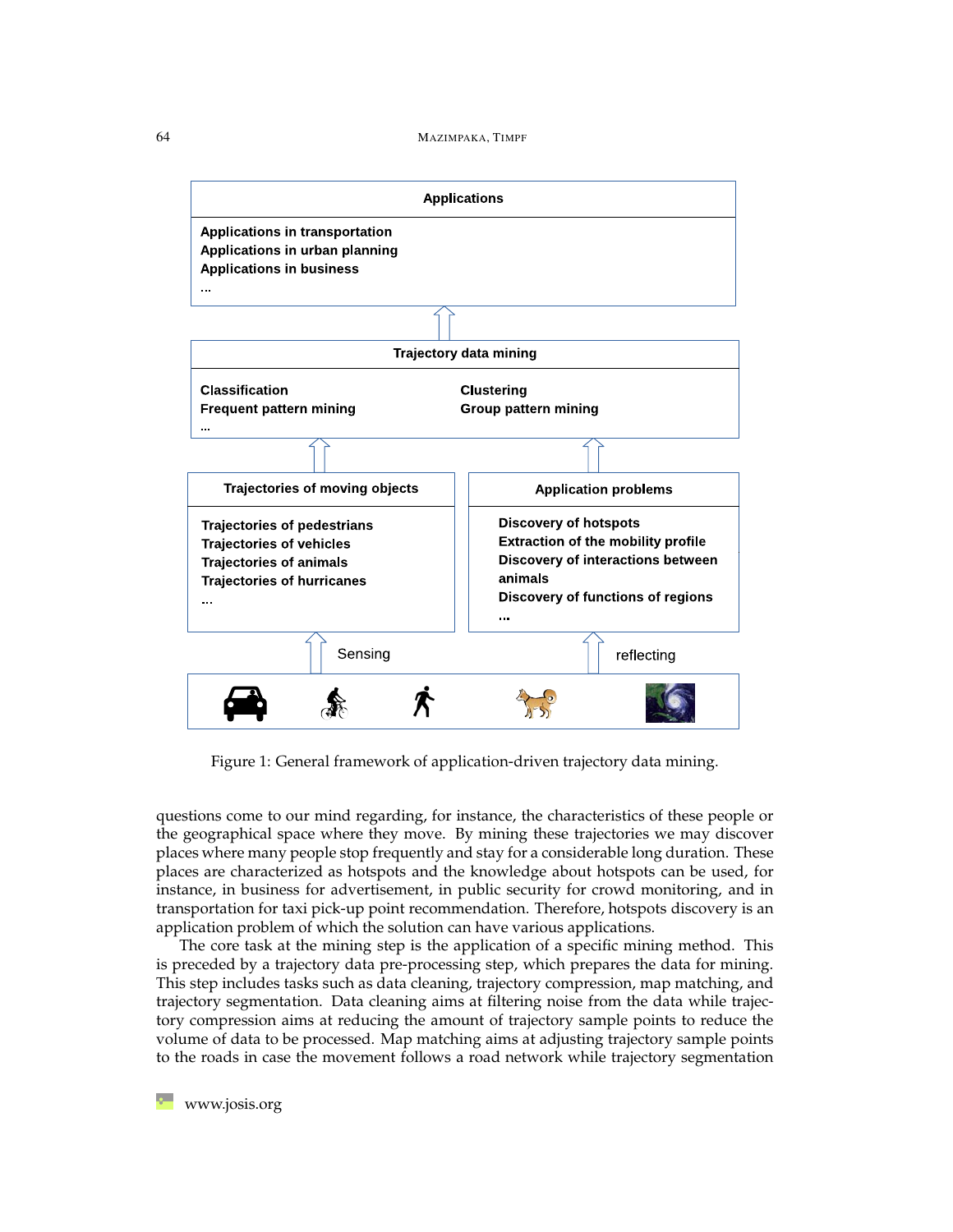Figure 1: General framework of application-driven trajectory data mining.

questions come to our mind regarding, for instance, the characteristics of these people or the geographical space where they move. By mining these trajectories we may discover places where many people stop frequently and stay for a considerable long duration. These places are characterized as hotspots and the knowledge about hotspots can be used, for instance, in business for advertisement, in public security for crowd monitoring, and in transportation for taxi pick-up point recommendation. Therefore, hotspots discovery is an application problem of which the solution can have various applications.

The core task at the mining step is the application of a specific mining method. This is preceded by a trajectory data pre-processing step, which prepares the data for mining. This step includes tasks such as data cleaning, trajectory compression, map matching, and trajectory segmentation. Data cleaning aims at filtering noise from the data while trajectory compression aims at reducing the amount of trajectory sample points to reduce the volume of data to be processed. Map matching aims at adjusting trajectory sample points to the roads in case the movement follows a road network while trajectory segmentation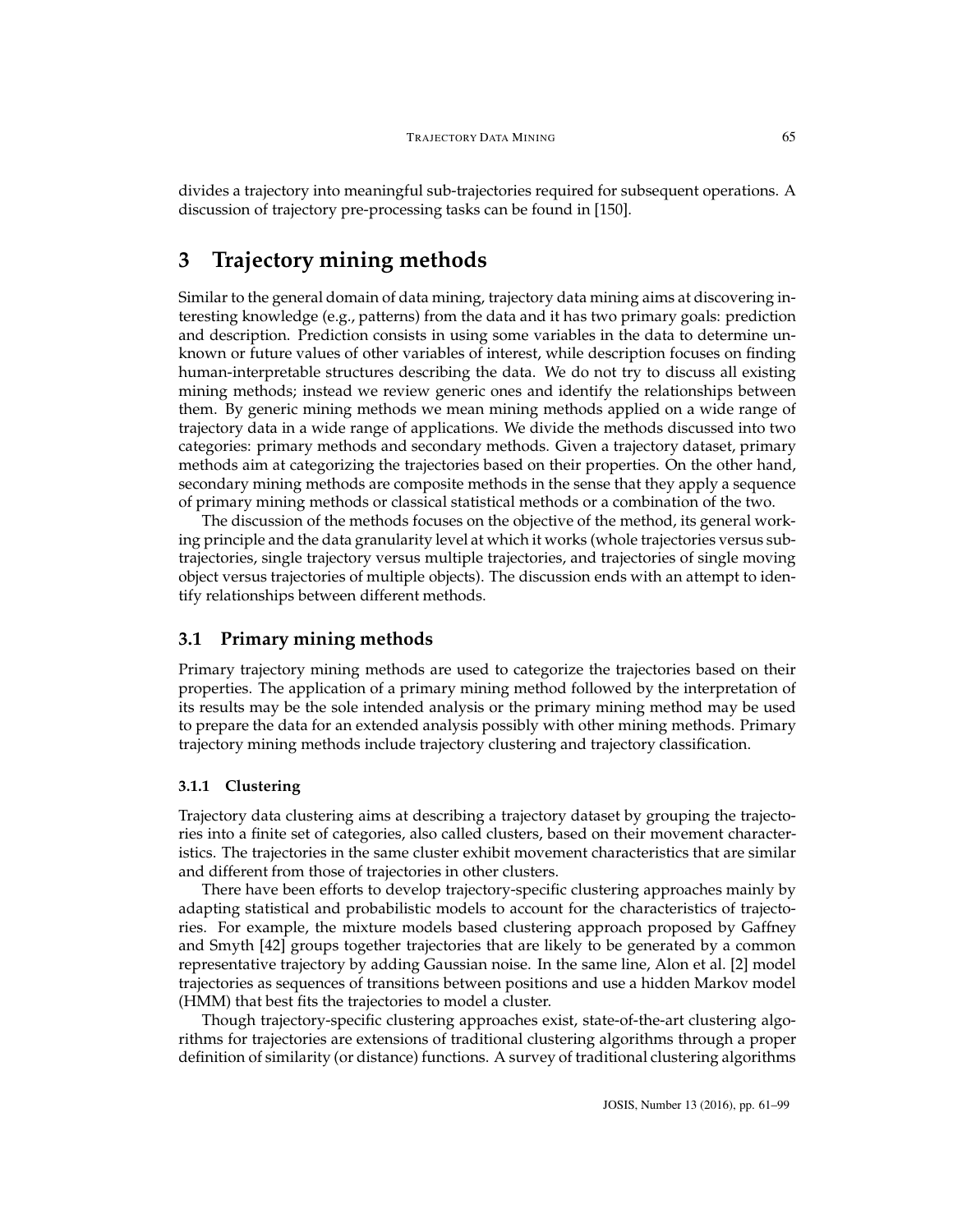divides a trajectory into meaningful sub-trajectories required for subsequent operations. A discussion of trajectory pre-processing tasks can be found in [150].

# 3 Trajectory mining methods

Similar to the general domain of data mining, trajectory data mining aims at discovering interesting knowledge (e.g., patterns) from the data and it has two primary goals: prediction and description. Prediction consists in using some variables in the data to determine unknown or future values of other variables of interest, while description focuses on finding human-interpretable structures describing the data. We do not try to discuss all existing mining methods; instead we review generic ones and identify the relationships between them. By generic mining methods we mean mining methods applied on a wide range of trajectory data in a wide range of applications. We divide the methods discussed into two categories: primary methods and secondary methods. Given a trajectory dataset, primary methods aim at categorizing the trajectories based on their properties. On the other hand, secondary mining methods are composite methods in the sense that they apply a sequence of primary mining methods or classical statistical methods or a combination of the two.

The discussion of the methods focuses on the objective of the method, its general working principle and the data granularity level at which it works (whole trajectories versus sub-trajectories, single trajectory versus multiple trajectories, and trajectories of single moving object versus trajectories of multiple objects). The discussion ends with an attempt to identify relationships between different methods.

## 3.1 Primary mining methods

Primary trajectory mining methods are used to categorize the trajectories based on their properties. The application of a primary mining method followed by the interpretation of its results may be the sole intended analysis or the primary mining method may be used to prepare the data for an extended analysis possibly with other mining methods. Primary trajectory mining methods include trajectory clustering and trajectory classification.

### 3.1.1 Clustering

Trajectory data clustering aims at describing a trajectory dataset by grouping the trajectories into a finite set of categories, also called clusters, based on their movement characteristics. The trajectories in the same cluster exhibit movement characteristics that are similar and different from those of trajectories in other clusters.

There have been efforts to develop trajectory-specific clustering approaches mainly by adapting statistical and probabilistic models to account for the characteristics of trajectories. For example, the mixture models based clustering approach proposed by Gaffney and Smyth [42] groups together trajectories that are likely to be generated by a common representative trajectory by adding Gaussian noise. In the same line, Alon et al. [2] model trajectories as sequences of transitions between positions and use a hidden Markov model (HMM) that best fits the trajectories to model a cluster.

Though trajectory-specific clustering approaches exist, state-of-the-art clustering algorithms for trajectories are extensions of traditional clustering algorithms through a proper definition of similarity (or distance) functions. A survey of traditional clustering algorithms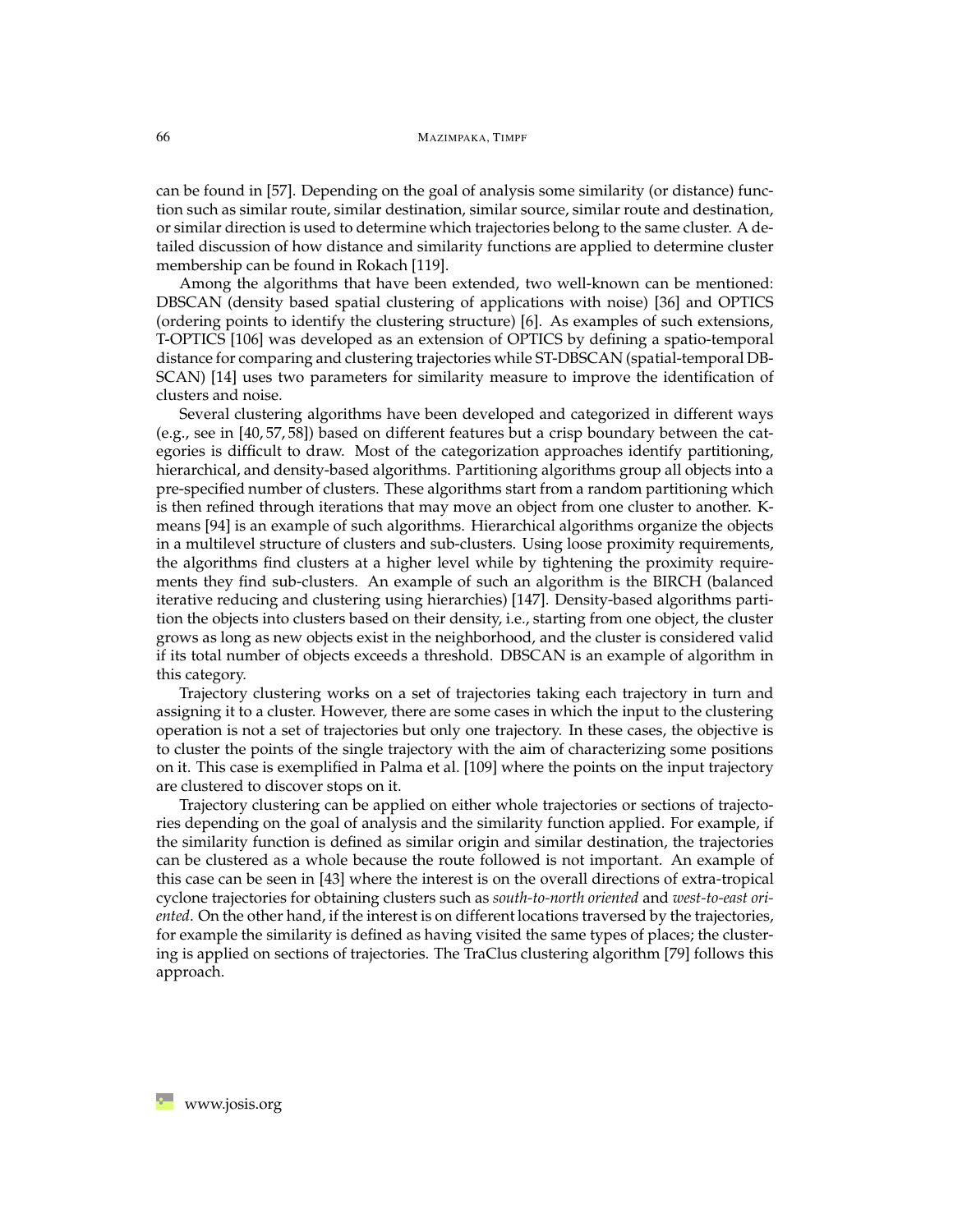can be found in [57]. Depending on the goal of analysis some similarity (or distance) function such as similar route, similar destination, similar source, similar route and destination, or similar direction is used to determine which trajectories belong to the same cluster. A detailed discussion of how distance and similarity functions are applied to determine cluster membership can be found in Rokach [119].

Among the algorithms that have been extended, two well-known can be mentioned: DBSCAN (density based spatial clustering of applications with noise) [36] and OPTICS (ordering points to identify the clustering structure) [6]. As examples of such extensions, T-OPTICS [106] was developed as an extension of OPTICS by defining a spatio-temporal distance for comparing and clustering trajectories while ST-DBSCAN (spatial-temporal DBSCAN) [14] uses two parameters for similarity measure to improve the identification of clusters and noise.

Several clustering algorithms have been developed and categorized in different ways (e.g., see in [40, 57, 58]) based on different features but a crisp boundary between the categories is difficult to draw. Most of the categorization approaches identify partitioning, hierarchical, and density-based algorithms. Partitioning algorithms group all objects into a pre-specified number of clusters. These algorithms start from a random partitioning which is then refined through iterations that may move an object from one cluster to another. K-means [94] is an example of such algorithms. Hierarchical algorithms organize the objects in a multilevel structure of clusters and sub-clusters. Using loose proximity requirements, the algorithms find clusters at a higher level while by tightening the proximity requirements they find sub-clusters. An example of such an algorithm is the BIRCH (balanced iterative reducing and clustering using hierarchies) [147]. Density-based algorithms partition the objects into clusters based on their density, i.e., starting from one object, the cluster grows as long as new objects exist in the neighborhood, and the cluster is considered valid if its total number of objects exceeds a threshold. DBSCAN is an example of algorithm in this category.

Trajectory clustering works on a set of trajectories taking each trajectory in turn and assigning it to a cluster. However, there are some cases in which the input to the clustering operation is not a set of trajectories but only one trajectory. In these cases, the objective is to cluster the points of the single trajectory with the aim of characterizing some positions on it. This case is exemplified in Palma et al. [109] where the points on the input trajectory are clustered to discover stops on it.

Trajectory clustering can be applied on either whole trajectories or sections of trajectories depending on the goal of analysis and the similarity function applied. For example, if the similarity function is defined as similar origin and similar destination, the trajectories can be clustered as a whole because the route followed is not important. An example of this case can be seen in [43] where the interest is on the overall directions of extra-tropical cyclone trajectories for obtaining clusters such as *south-to-north oriented* and *west-to-east oriented*. On the other hand, if the interest is on different locations traversed by the trajectories, for example the similarity is defined as having visited the same types of places; the clustering is applied on sections of trajectories. The TraClus clustering algorithm [79] follows this approach.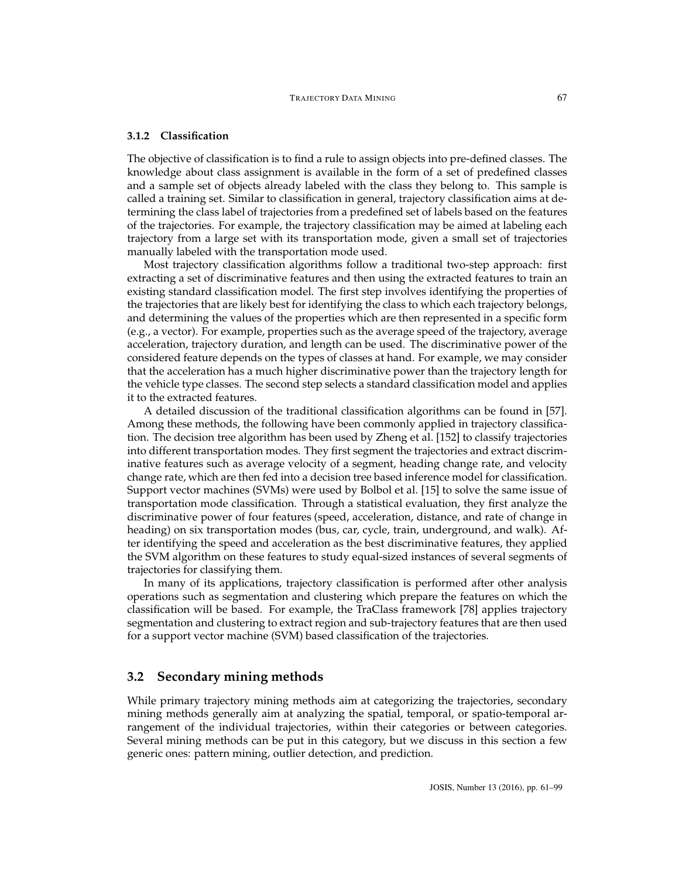### 3.1.2 Classification

The objective of classification is to find a rule to assign objects into pre-defined classes. The knowledge about class assignment is available in the form of a set of predefined classes and a sample set of objects already labeled with the class they belong to. This sample is called a training set. Similar to classification in general, trajectory classification aims at determining the class label of trajectories from a predefined set of labels based on the features of the trajectories. For example, the trajectory classification may be aimed at labeling each trajectory from a large set with its transportation mode, given a small set of trajectories manually labeled with the transportation mode used.

Most trajectory classification algorithms follow a traditional two-step approach: first extracting a set of discriminative features and then using the extracted features to train an existing standard classification model. The first step involves identifying the properties of the trajectories that are likely best for identifying the class to which each trajectory belongs, and determining the values of the properties which are then represented in a specific form (e.g., a vector). For example, properties such as the average speed of the trajectory, average acceleration, trajectory duration, and length can be used. The discriminative power of the considered feature depends on the types of classes at hand. For example, we may consider that the acceleration has a much higher discriminative power than the trajectory length for the vehicle type classes. The second step selects a standard classification model and applies it to the extracted features.

A detailed discussion of the traditional classification algorithms can be found in [57]. Among these methods, the following have been commonly applied in trajectory classification. The decision tree algorithm has been used by Zheng et al. [152] to classify trajectories into different transportation modes. They first segment the trajectories and extract discriminative features such as average velocity of a segment, heading change rate, and velocity change rate, which are then fed into a decision tree based inference model for classification. Support vector machines (SVMs) were used by Bolbol et al. [15] to solve the same issue of transportation mode classification. Through a statistical evaluation, they first analyze the discriminative power of four features (speed, acceleration, distance, and rate of change in heading) on six transportation modes (bus, car, cycle, train, underground, and walk). After identifying the speed and acceleration as the best discriminative features, they applied the SVM algorithm on these features to study equal-sized instances of several segments of trajectories for classifying them.

In many of its applications, trajectory classification is performed after other analysis operations such as segmentation and clustering which prepare the features on which the classification will be based. For example, the TraClass framework [78] applies trajectory segmentation and clustering to extract region and sub-trajectory features that are then used for a support vector machine (SVM) based classification of the trajectories.

## 3.2 Secondary mining methods

While primary trajectory mining methods aim at categorizing the trajectories, secondary mining methods generally aim at analyzing the spatial, temporal, or spatio-temporal arrangement of the individual trajectories, within their categories or between categories. Several mining methods can be put in this category, but we discuss in this section a few generic ones: pattern mining, outlier detection, and prediction.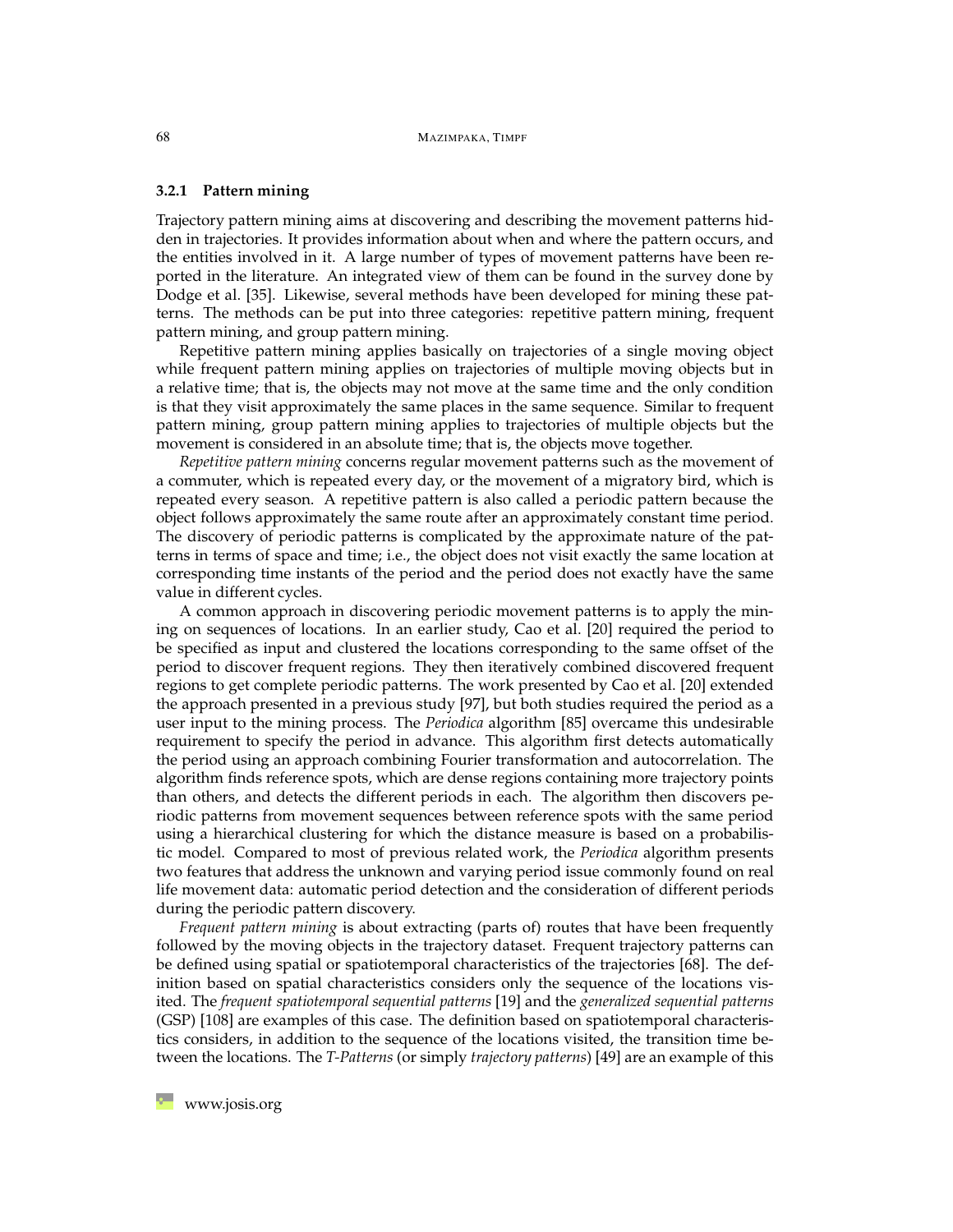### 3.2.1 Pattern mining

Trajectory pattern mining aims at discovering and describing the movement patterns hidden in trajectories. It provides information about when and where the pattern occurs, and the entities involved in it. A large number of types of movement patterns have been reported in the literature. An integrated view of them can be found in the survey done by Dodge et al. [35]. Likewise, several methods have been developed for mining these patterns. The methods can be put into three categories: repetitive pattern mining, frequent pattern mining, and group pattern mining.

Repetitive pattern mining applies basically on trajectories of a single moving object while frequent pattern mining applies on trajectories of multiple moving objects but in a relative time; that is, the objects may not move at the same time and the only condition is that they visit approximately the same places in the same sequence. Similar to frequent pattern mining, group pattern mining applies to trajectories of multiple objects but the movement is considered in an absolute time; that is, the objects move together.

*Repetitive pattern mining* concerns regular movement patterns such as the movement of a commuter, which is repeated every day, or the movement of a migratory bird, which is repeated every season. A repetitive pattern is also called a periodic pattern because the object follows approximately the same route after an approximately constant time period. The discovery of periodic patterns is complicated by the approximate nature of the patterns in terms of space and time; i.e., the object does not visit exactly the same location at corresponding time instants of the period and the period does not exactly have the same value in different cycles.

A common approach in discovering periodic movement patterns is to apply the mining on sequences of locations. In an earlier study, Cao et al. [20] required the period to be specified as input and clustered the locations corresponding to the same offset of the period to discover frequent regions. They then iteratively combined discovered frequent regions to get complete periodic patterns. The work presented by Cao et al. [20] extended the approach presented in a previous study [97], but both studies required the period as a user input to the mining process. The *Periodica* algorithm [85] overcame this undesirable requirement to specify the period in advance. This algorithm first detects automatically the period using an approach combining Fourier transformation and autocorrelation. The algorithm finds reference spots, which are dense regions containing more trajectory points than others, and detects the different periods in each. The algorithm then discovers periodic patterns from movement sequences between reference spots with the same period using a hierarchical clustering for which the distance measure is based on a probabilistic model. Compared to most of previous related work, the *Periodica* algorithm presents two features that address the unknown and varying period issue commonly found on real life movement data: automatic period detection and the consideration of different periods during the periodic pattern discovery.

*Frequent pattern mining* is about extracting (parts of) routes that have been frequently followed by the moving objects in the trajectory dataset. Frequent trajectory patterns can be defined using spatial or spatiotemporal characteristics of the trajectories [68]. The definition based on spatial characteristics considers only the sequence of the locations visited. The *frequent spatiotemporal sequential patterns* [19] and the *generalized sequential patterns* (GSP) [108] are examples of this case. The definition based on spatiotemporal characteristics considers, in addition to the sequence of the locations visited, the transition time between the locations. The *T-Patterns* (or simply *trajectory patterns*) [49] are an example of this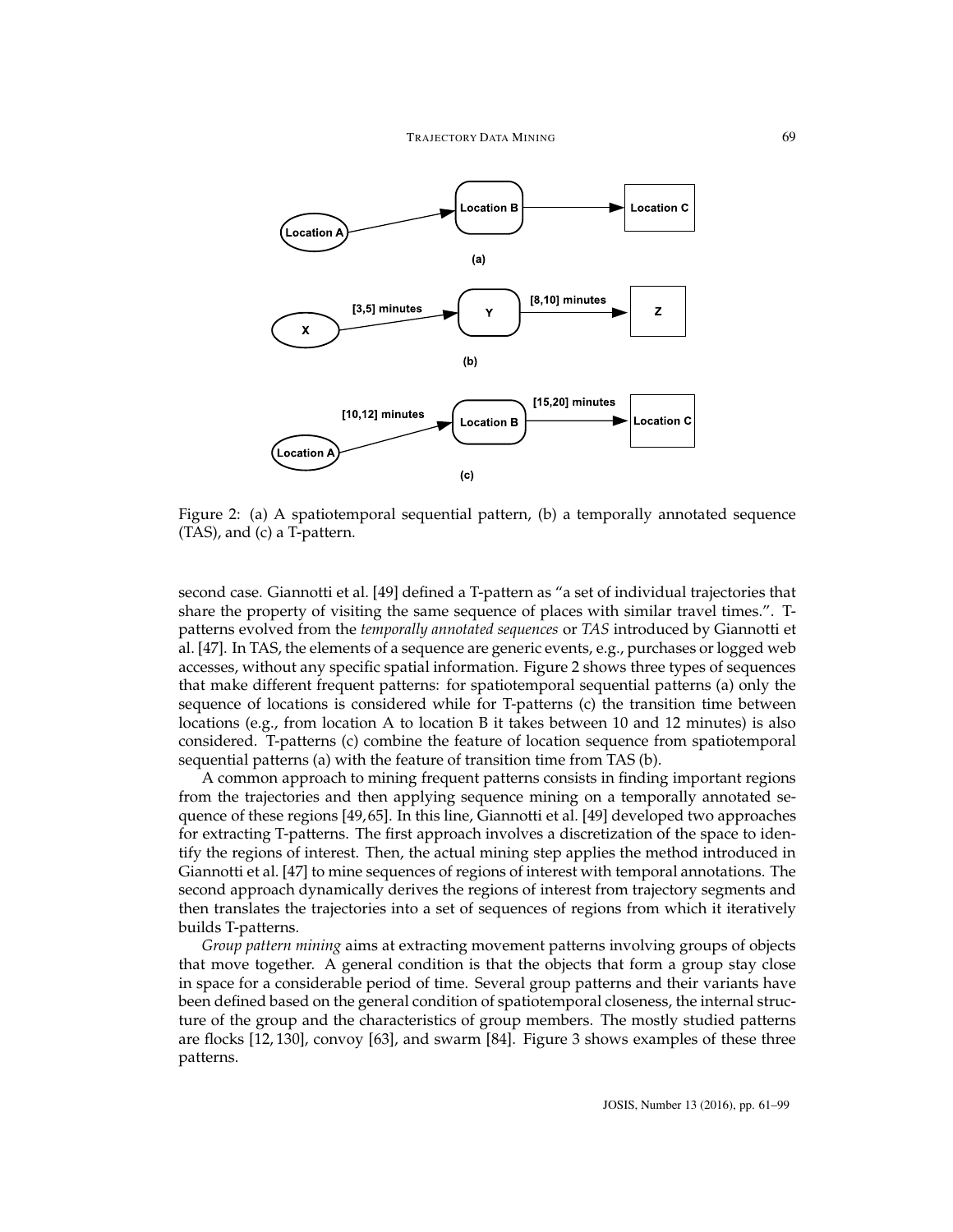Figure 2: (a) A spatiotemporal sequential pattern, (b) a temporally annotated sequence (TAS), and (c) a T-pattern.

second case. Giannotti et al. [49] defined a T-pattern as "a set of individual trajectories that share the property of visiting the same sequence of places with similar travel times.". T-patterns evolved from the *temporally annotated sequences* or *TAS* introduced by Giannotti et al. [47]. In TAS, the elements of a sequence are generic events, e.g., purchases or logged web accesses, without any specific spatial information. Figure 2 shows three types of sequences that make different frequent patterns: for spatiotemporal sequential patterns (a) only the sequence of locations is considered while for T-patterns (c) the transition time between locations (e.g., from location A to location B it takes between 10 and 12 minutes) is also considered. T-patterns (c) combine the feature of location sequence from spatiotemporal sequential patterns (a) with the feature of transition time from TAS (b).

A common approach to mining frequent patterns consists in finding important regions from the trajectories and then applying sequence mining on a temporally annotated sequence of these regions [49, 65]. In this line, Giannotti et al. [49] developed two approaches for extracting T-patterns. The first approach involves a discretization of the space to identify the regions of interest. Then, the actual mining step applies the method introduced in Giannotti et al. [47] to mine sequences of regions of interest with temporal annotations. The second approach dynamically derives the regions of interest from trajectory segments and then translates the trajectories into a set of sequences of regions from which it iteratively builds T-patterns.

*Group pattern mining* aims at extracting movement patterns involving groups of objects that move together. A general condition is that the objects that form a group stay close in space for a considerable period of time. Several group patterns and their variants have been defined based on the general condition of spatiotemporal closeness, the internal structure of the group and the characteristics of group members. The mostly studied patterns are flocks [12, 130], convoy [63], and swarm [84]. Figure 3 shows examples of these three patterns.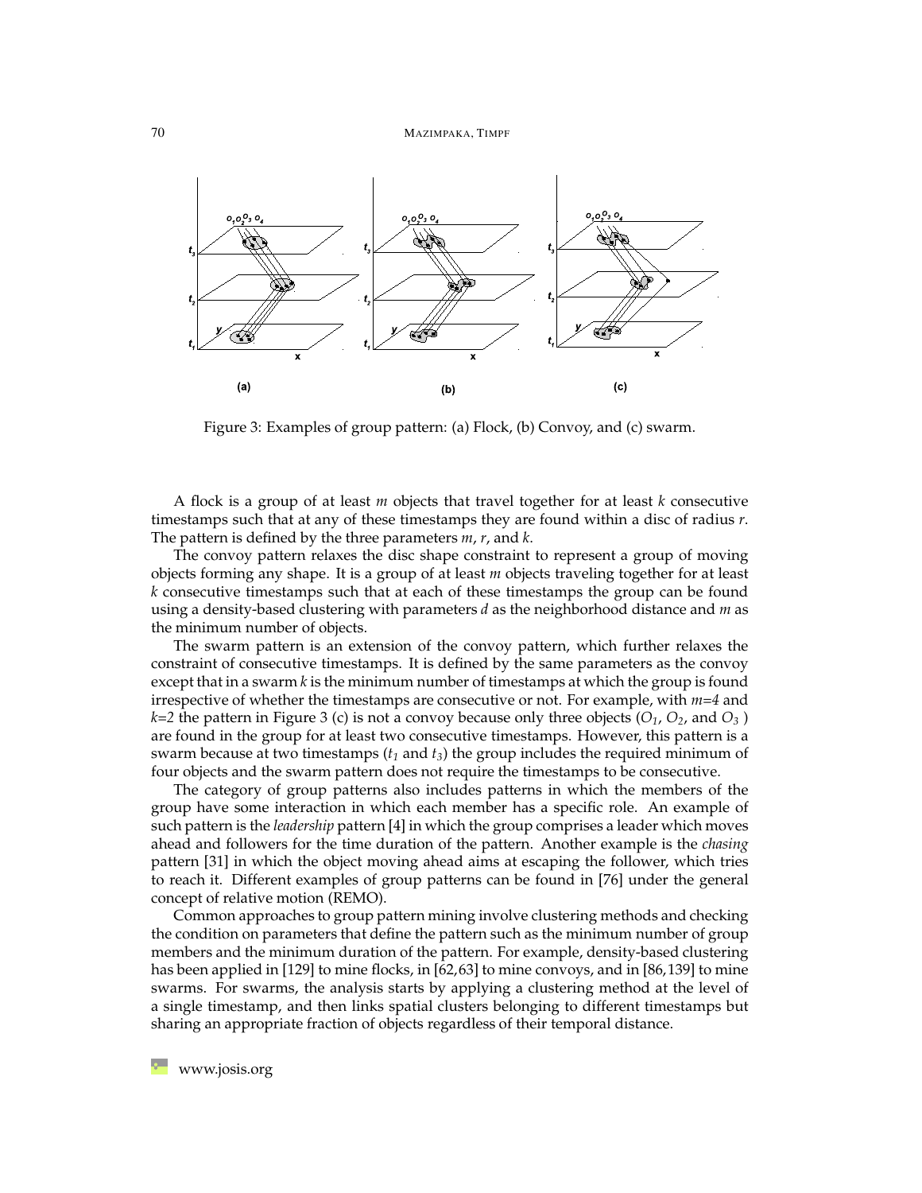Figure 3: Examples of group pattern: (a) Flock, (b) Convoy, and (c) swarm.

A flock is a group of at least $m$ objects that travel together for at least $k$ consecutive timestamps such that at any of these timestamps they are found within a disc of radius $r$. The pattern is defined by the three parameters $m$, $r$, and $k$.

The convoy pattern relaxes the disc shape constraint to represent a group of moving objects forming any shape. It is a group of at least $m$ objects traveling together for at least $k$ consecutive timestamps such that at each of these timestamps the group can be found using a density-based clustering with parameters $d$ as the neighborhood distance and $m$ as the minimum number of objects.

The swarm pattern is an extension of the convoy pattern, which further relaxes the constraint of consecutive timestamps. It is defined by the same parameters as the convoy except that in a swarm $k$ is the minimum number of timestamps at which the group is found irrespective of whether the timestamps are consecutive or not. For example, with $m=4$ and $k=2$ the pattern in Figure 3 (c) is not a convoy because only three objects ($O_1$, $O_2$, and $O_3$ ) are found in the group for at least two consecutive timestamps. However, this pattern is a swarm because at two timestamps ($t_1$ and $t_3$) the group includes the required minimum of four objects and the swarm pattern does not require the timestamps to be consecutive.

The category of group patterns also includes patterns in which the members of the group have some interaction in which each member has a specific role. An example of such pattern is the *leadership* pattern [4] in which the group comprises a leader which moves ahead and followers for the time duration of the pattern. Another example is the *chasing* pattern [31] in which the object moving ahead aims at escaping the follower, which tries to reach it. Different examples of group patterns can be found in [76] under the general concept of relative motion (REMO).

Common approaches to group pattern mining involve clustering methods and checking the condition on parameters that define the pattern such as the minimum number of group members and the minimum duration of the pattern. For example, density-based clustering has been applied in [129] to mine flocks, in [62,63] to mine convoys, and in [86,139] to mine swarms. For swarms, the analysis starts by applying a clustering method at the level of a single timestamp, and then links spatial clusters belonging to different timestamps but sharing an appropriate fraction of objects regardless of their temporal distance.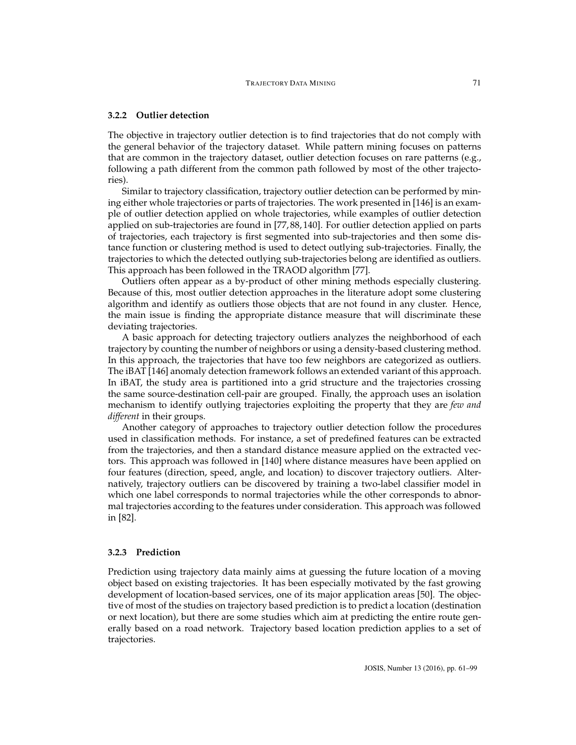### 3.2.2 Outlier detection

The objective in trajectory outlier detection is to find trajectories that do not comply with the general behavior of the trajectory dataset. While pattern mining focuses on patterns that are common in the trajectory dataset, outlier detection focuses on rare patterns (e.g., following a path different from the common path followed by most of the other trajectories).

Similar to trajectory classification, trajectory outlier detection can be performed by mining either whole trajectories or parts of trajectories. The work presented in [146] is an example of outlier detection applied on whole trajectories, while examples of outlier detection applied on sub-trajectories are found in [77, 88, 140]. For outlier detection applied on parts of trajectories, each trajectory is first segmented into sub-trajectories and then some distance function or clustering method is used to detect outlying sub-trajectories. Finally, the trajectories to which the detected outlying sub-trajectories belong are identified as outliers. This approach has been followed in the TRAOD algorithm [77].

Outliers often appear as a by-product of other mining methods especially clustering. Because of this, most outlier detection approaches in the literature adopt some clustering algorithm and identify as outliers those objects that are not found in any cluster. Hence, the main issue is finding the appropriate distance measure that will discriminate these deviating trajectories.

A basic approach for detecting trajectory outliers analyzes the neighborhood of each trajectory by counting the number of neighbors or using a density-based clustering method. In this approach, the trajectories that have too few neighbors are categorized as outliers. The iBAT [146] anomaly detection framework follows an extended variant of this approach. In iBAT, the study area is partitioned into a grid structure and the trajectories crossing the same source-destination cell-pair are grouped. Finally, the approach uses an isolation mechanism to identify outlying trajectories exploiting the property that they are *few and different* in their groups.

Another category of approaches to trajectory outlier detection follow the procedures used in classification methods. For instance, a set of predefined features can be extracted from the trajectories, and then a standard distance measure applied on the extracted vectors. This approach was followed in [140] where distance measures have been applied on four features (direction, speed, angle, and location) to discover trajectory outliers. Alternatively, trajectory outliers can be discovered by training a two-label classifier model in which one label corresponds to normal trajectories while the other corresponds to abnormal trajectories according to the features under consideration. This approach was followed in [82].

### 3.2.3 Prediction

Prediction using trajectory data mainly aims at guessing the future location of a moving object based on existing trajectories. It has been especially motivated by the fast growing development of location-based services, one of its major application areas [50]. The objective of most of the studies on trajectory based prediction is to predict a location (destination or next location), but there are some studies which aim at predicting the entire route generally based on a road network. Trajectory based location prediction applies to a set of trajectories.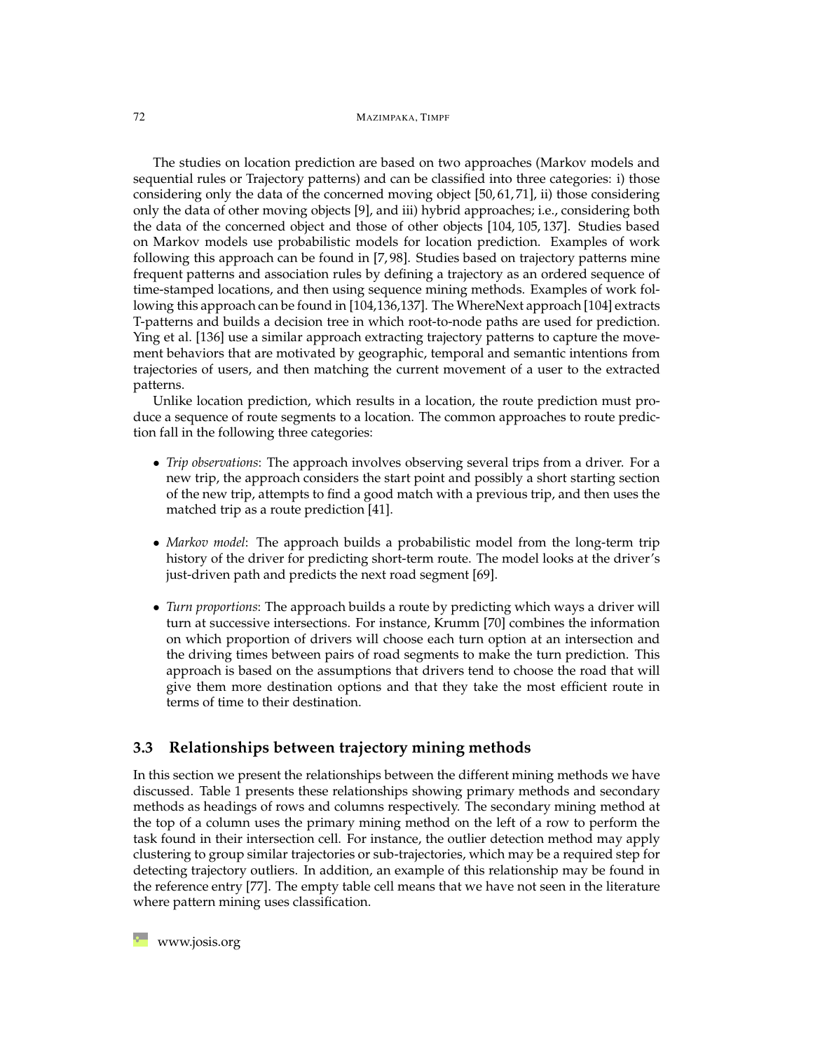The studies on location prediction are based on two approaches (Markov models and sequential rules or Trajectory patterns) and can be classified into three categories: i) those considering only the data of the concerned moving object [50, 61, 71], ii) those considering only the data of other moving objects [9], and iii) hybrid approaches; i.e., considering both the data of the concerned object and those of other objects [104, 105, 137]. Studies based on Markov models use probabilistic models for location prediction. Examples of work following this approach can be found in [7, 98]. Studies based on trajectory patterns mine frequent patterns and association rules by defining a trajectory as an ordered sequence of time-stamped locations, and then using sequence mining methods. Examples of work following this approach can be found in [104,136,137]. The WhereNext approach [104] extracts T-patterns and builds a decision tree in which root-to-node paths are used for prediction. Ying et al. [136] use a similar approach extracting trajectory patterns to capture the movement behaviors that are motivated by geographic, temporal and semantic intentions from trajectories of users, and then matching the current movement of a user to the extracted patterns.

Unlike location prediction, which results in a location, the route prediction must produce a sequence of route segments to a location. The common approaches to route prediction fall in the following three categories:

- *Trip observations*: The approach involves observing several trips from a driver. For a new trip, the approach considers the start point and possibly a short starting section of the new trip, attempts to find a good match with a previous trip, and then uses the matched trip as a route prediction [41].
- *Markov model*: The approach builds a probabilistic model from the long-term trip history of the driver for predicting short-term route. The model looks at the driver's just-driven path and predicts the next road segment [69].
- *Turn proportions*: The approach builds a route by predicting which ways a driver will turn at successive intersections. For instance, Krumm [70] combines the information on which proportion of drivers will choose each turn option at an intersection and the driving times between pairs of road segments to make the turn prediction. This approach is based on the assumptions that drivers tend to choose the road that will give them more destination options and that they take the most efficient route in terms of time to their destination.

### 3.3 Relationships between trajectory mining methods

In this section we present the relationships between the different mining methods we have discussed. Table 1 presents these relationships showing primary methods and secondary methods as headings of rows and columns respectively. The secondary mining method at the top of a column uses the primary mining method on the left of a row to perform the task found in their intersection cell. For instance, the outlier detection method may apply clustering to group similar trajectories or sub-trajectories, which may be a required step for detecting trajectory outliers. In addition, an example of this relationship may be found in the reference entry [77]. The empty table cell means that we have not seen in the literature where pattern mining uses classification.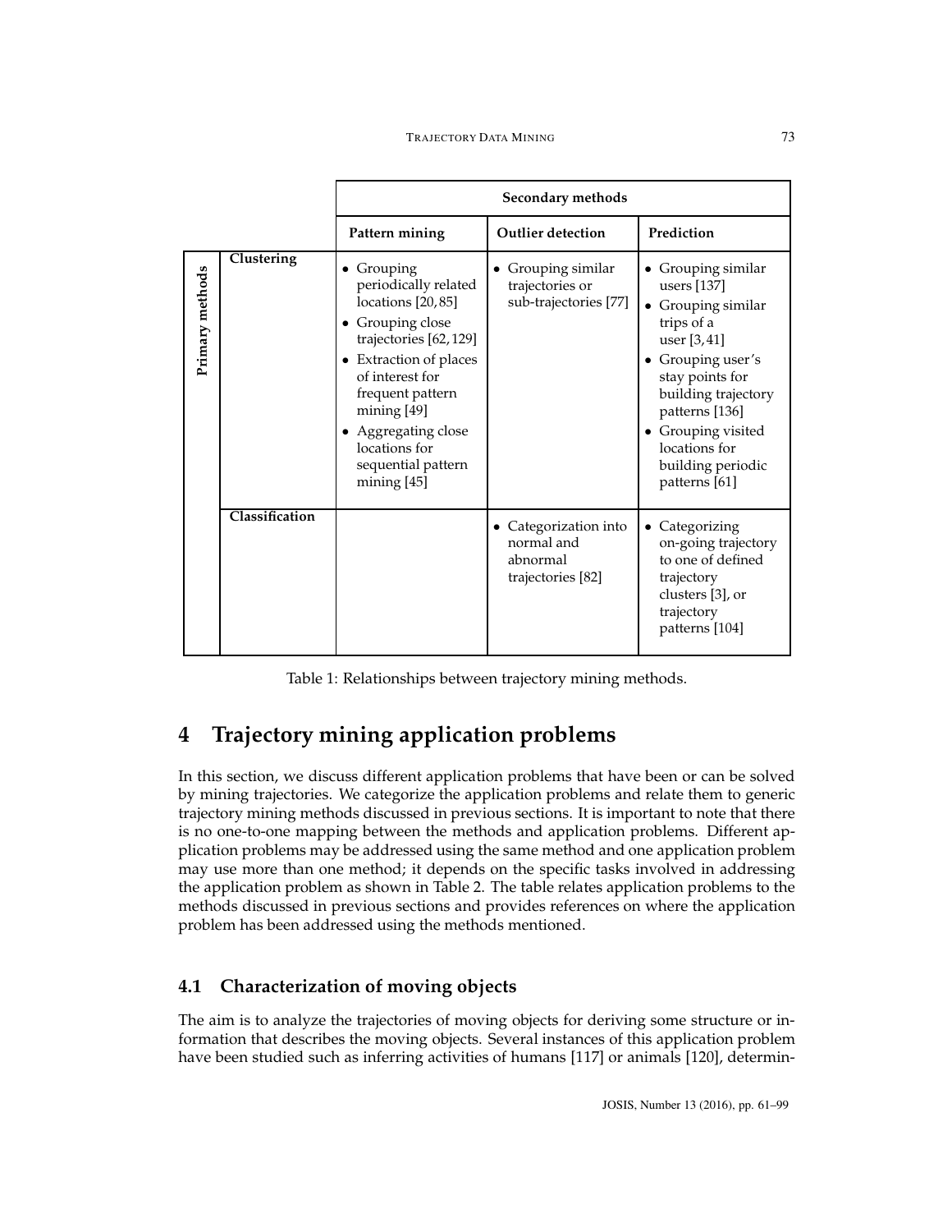| | | Secondary methods | | |
|---|---|---|---|---|
| | | **Pattern mining** | **Outlier detection** | **Prediction** |
| **Primary methods** | **Clustering** | • Grouping periodically related locations [20,85] <br> • Grouping close trajectories [62,129] <br> • Extraction of places of interest for frequent pattern mining [49] <br> • Aggregating close locations for sequential pattern mining [45] | • Grouping similar trajectories or sub-trajectories [77] | • Grouping similar users [137] <br> • Grouping similar trips of a user [3,41] <br> • Grouping user's stay points for building trajectory patterns [136] <br> • Grouping visited locations for building periodic patterns [61] |
| | **Classification** | | • Categorization into normal and abnormal trajectories [82] | • Categorizing on-going trajectory to one of defined trajectory clusters [3], or trajectory patterns [104] |

Table 1: Relationships between trajectory mining methods.

# 4 Trajectory mining application problems

In this section, we discuss different application problems that have been or can be solved by mining trajectories. We categorize the application problems and relate them to generic trajectory mining methods discussed in previous sections. It is important to note that there is no one-to-one mapping between the methods and application problems. Different application problems may be addressed using the same method and one application problem may use more than one method; it depends on the specific tasks involved in addressing the application problem as shown in Table 2. The table relates application problems to the methods discussed in previous sections and provides references on where the application problem has been addressed using the methods mentioned.

## 4.1 Characterization of moving objects

The aim is to analyze the trajectories of moving objects for deriving some structure or information that describes the moving objects. Several instances of this application problem have been studied such as inferring activities of humans [117] or animals [120], determin-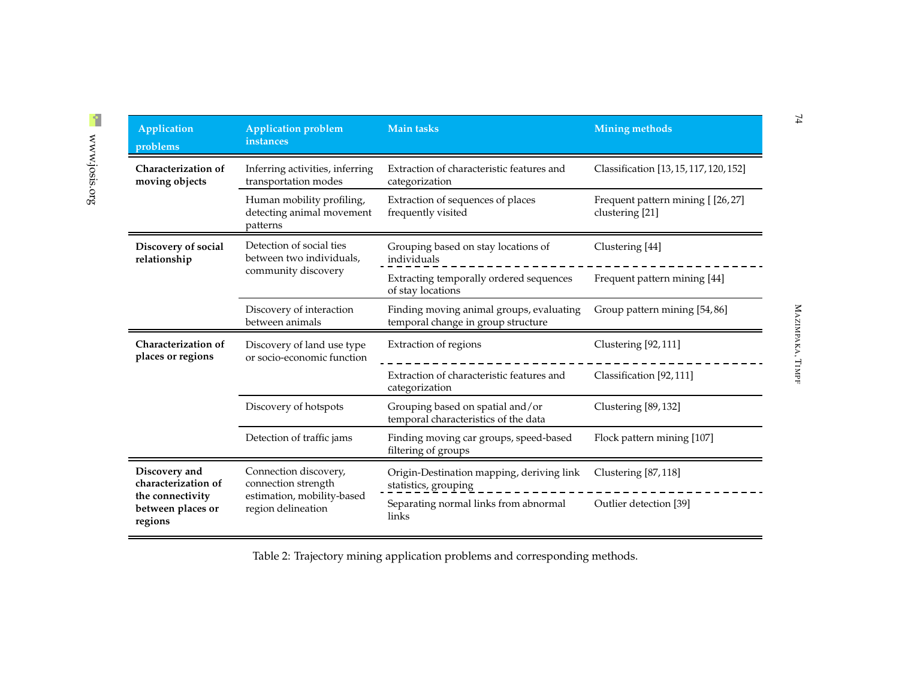| Application problems | Application problem instances | Main tasks | Mining methods |
|---|---|---|---|
| **Characterization of moving objects** | Inferring activities, inferring transportation modes | Extraction of characteristic features and categorization | Classification [13, 15, 117, 120, 152] |
| | Human mobility profiling, detecting animal movement patterns | Extraction of sequences of places frequently visited | Frequent pattern mining [ [26, 27] clustering [21] |
| **Discovery of social relationship** | Detection of social ties between two individuals, community discovery | Grouping based on stay locations of individuals | Clustering [44] |
| | | Extracting temporally ordered sequences of stay locations | Frequent pattern mining [44] |
| | Discovery of interaction between animals | Finding moving animal groups, evaluating temporal change in group structure | Group pattern mining [54, 86] |
| **Characterization of places or regions** | Discovery of land use type or socio-economic function | Extraction of regions | Clustering [92, 111] |
| | | Extraction of characteristic features and categorization | Classification [92, 111] |
| | Discovery of hotspots | Grouping based on spatial and/or temporal characteristics of the data | Clustering [89, 132] |
| | Detection of traffic jams | Finding moving car groups, speed-based filtering of groups | Flock pattern mining [107] |
| **Discovery and characterization of the connectivity between places or regions** | Connection discovery, connection strength estimation, mobility-based region delineation | Origin-Destination mapping, deriving link statistics, grouping | Clustering [87, 118] |
| | | Separating normal links from abnormal links | Outlier detection [39] |

Table 2: Trajectory mining application problems and corresponding methods.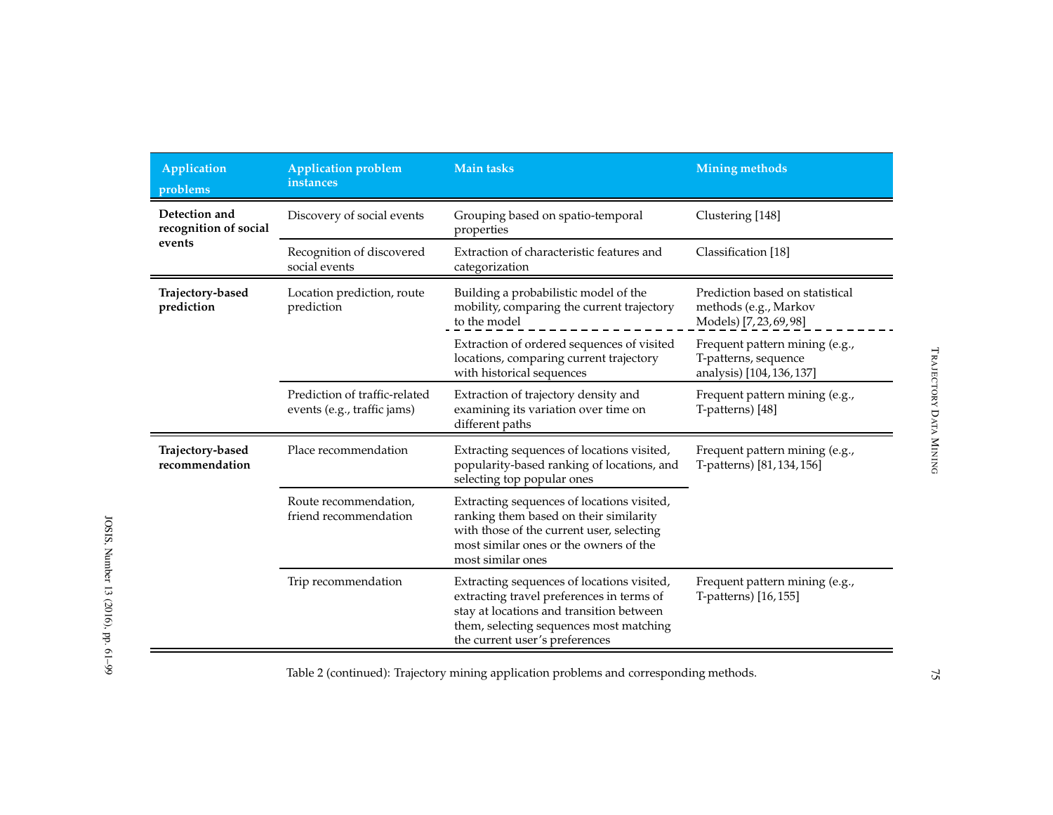| Application problems | Application problem instances | Main tasks | Mining methods |
|---|---|---|---|
| **Detection and recognition of social events** | Discovery of social events | Grouping based on spatio-temporal properties | Clustering [148] |
| | Recognition of discovered social events | Extraction of characteristic features and categorization | Classification [18] |
| **Trajectory-based prediction** | Location prediction, route prediction | Building a probabilistic model of the mobility, comparing the current trajectory to the model | Prediction based on statistical methods (e.g., Markov Models) [7, 23, 69, 98] |
| | | Extraction of ordered sequences of visited locations, comparing current trajectory with historical sequences | Frequent pattern mining (e.g., T-patterns, sequence analysis) [104, 136, 137] |
| | Prediction of traffic-related events (e.g., traffic jams) | Extraction of trajectory density and examining its variation over time on different paths | Frequent pattern mining (e.g., T-patterns) [48] |
| **Trajectory-based recommendation** | Place recommendation | Extracting sequences of locations visited, popularity-based ranking of locations, and selecting top popular ones | Frequent pattern mining (e.g., T-patterns) [81, 134, 156] |
| | Route recommendation, friend recommendation | Extracting sequences of locations visited, ranking them based on their similarity with those of the current user, selecting most similar ones or the owners of the most similar ones | |
| | Trip recommendation | Extracting sequences of locations visited, extracting travel preferences in terms of stay at locations and transition between them, selecting sequences most matching the current user's preferences | Frequent pattern mining (e.g., T-patterns) [16, 155] |

Table 2 (continued): Trajectory mining application problems and corresponding methods.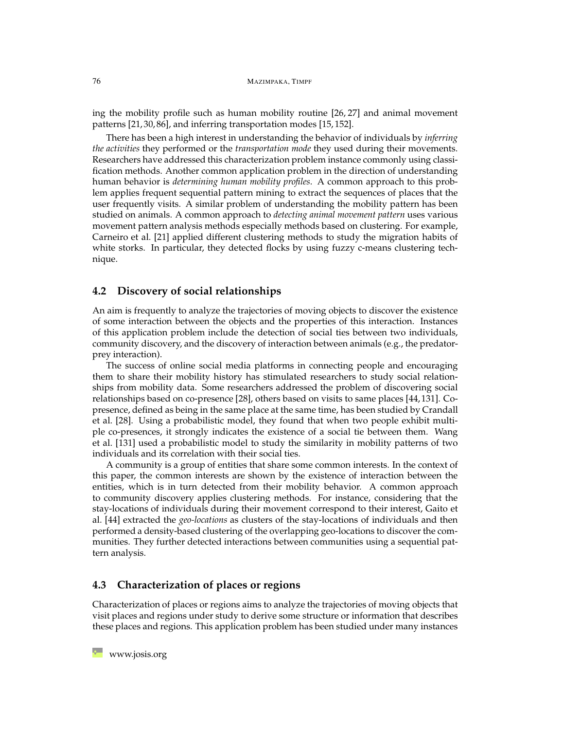ing the mobility profile such as human mobility routine [26, 27] and animal movement patterns [21, 30, 86], and inferring transportation modes [15, 152].

There has been a high interest in understanding the behavior of individuals by *inferring the activities* they performed or the *transportation mode* they used during their movements. Researchers have addressed this characterization problem instance commonly using classification methods. Another common application problem in the direction of understanding human behavior is *determining human mobility profiles*. A common approach to this problem applies frequent sequential pattern mining to extract the sequences of places that the user frequently visits. A similar problem of understanding the mobility pattern has been studied on animals. A common approach to *detecting animal movement pattern* uses various movement pattern analysis methods especially methods based on clustering. For example, Carneiro et al. [21] applied different clustering methods to study the migration habits of white storks. In particular, they detected flocks by using fuzzy c-means clustering technique.

## 4.2 Discovery of social relationships

An aim is frequently to analyze the trajectories of moving objects to discover the existence of some interaction between the objects and the properties of this interaction. Instances of this application problem include the detection of social ties between two individuals, community discovery, and the discovery of interaction between animals (e.g., the predator-prey interaction).

The success of online social media platforms in connecting people and encouraging them to share their mobility history has stimulated researchers to study social relationships from mobility data. Some researchers addressed the problem of discovering social relationships based on co-presence [28], others based on visits to same places [44, 131]. Co-presence, defined as being in the same place at the same time, has been studied by Crandall et al. [28]. Using a probabilistic model, they found that when two people exhibit multiple co-presences, it strongly indicates the existence of a social tie between them. Wang et al. [131] used a probabilistic model to study the similarity in mobility patterns of two individuals and its correlation with their social ties.

A community is a group of entities that share some common interests. In the context of this paper, the common interests are shown by the existence of interaction between the entities, which is in turn detected from their mobility behavior. A common approach to community discovery applies clustering methods. For instance, considering that the stay-locations of individuals during their movement correspond to their interest, Gaito et al. [44] extracted the *geo-locations* as clusters of the stay-locations of individuals and then performed a density-based clustering of the overlapping geo-locations to discover the communities. They further detected interactions between communities using a sequential pattern analysis.

## 4.3 Characterization of places or regions

Characterization of places or regions aims to analyze the trajectories of moving objects that visit places and regions under study to derive some structure or information that describes these places and regions. This application problem has been studied under many instances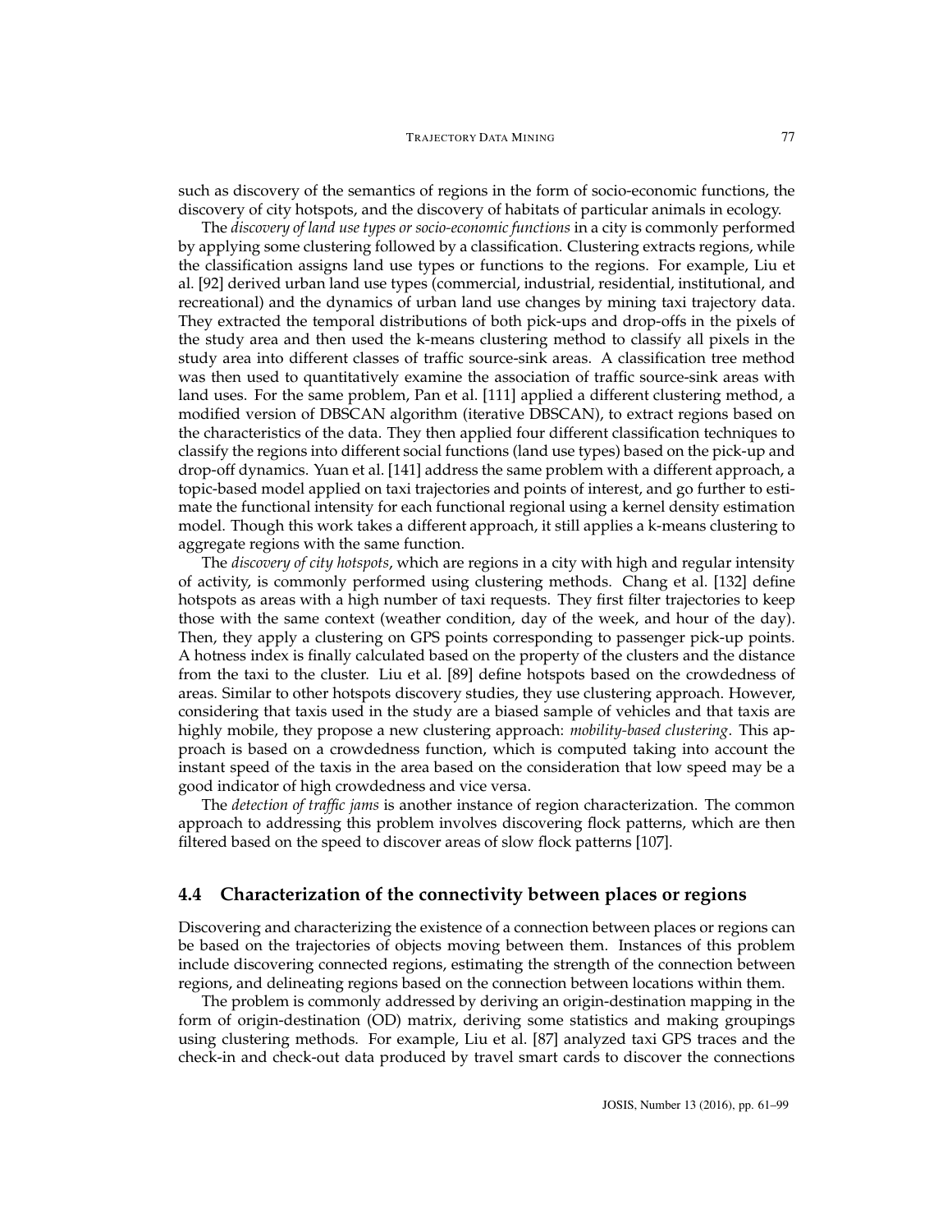such as discovery of the semantics of regions in the form of socio-economic functions, the discovery of city hotspots, and the discovery of habitats of particular animals in ecology.

The *discovery of land use types or socio-economic functions* in a city is commonly performed by applying some clustering followed by a classification. Clustering extracts regions, while the classification assigns land use types or functions to the regions. For example, Liu et al. [92] derived urban land use types (commercial, industrial, residential, institutional, and recreational) and the dynamics of urban land use changes by mining taxi trajectory data. They extracted the temporal distributions of both pick-ups and drop-offs in the pixels of the study area and then used the k-means clustering method to classify all pixels in the study area into different classes of traffic source-sink areas. A classification tree method was then used to quantitatively examine the association of traffic source-sink areas with land uses. For the same problem, Pan et al. [111] applied a different clustering method, a modified version of DBSCAN algorithm (iterative DBSCAN), to extract regions based on the characteristics of the data. They then applied four different classification techniques to classify the regions into different social functions (land use types) based on the pick-up and drop-off dynamics. Yuan et al. [141] address the same problem with a different approach, a topic-based model applied on taxi trajectories and points of interest, and go further to estimate the functional intensity for each functional regional using a kernel density estimation model. Though this work takes a different approach, it still applies a k-means clustering to aggregate regions with the same function.

The *discovery of city hotspots*, which are regions in a city with high and regular intensity of activity, is commonly performed using clustering methods. Chang et al. [132] define hotspots as areas with a high number of taxi requests. They first filter trajectories to keep those with the same context (weather condition, day of the week, and hour of the day). Then, they apply a clustering on GPS points corresponding to passenger pick-up points. A hotness index is finally calculated based on the property of the clusters and the distance from the taxi to the cluster. Liu et al. [89] define hotspots based on the crowdedness of areas. Similar to other hotspots discovery studies, they use clustering approach. However, considering that taxis used in the study are a biased sample of vehicles and that taxis are highly mobile, they propose a new clustering approach: *mobility-based clustering*. This approach is based on a crowdedness function, which is computed taking into account the instant speed of the taxis in the area based on the consideration that low speed may be a good indicator of high crowdedness and vice versa.

The *detection of traffic jams* is another instance of region characterization. The common approach to addressing this problem involves discovering flock patterns, which are then filtered based on the speed to discover areas of slow flock patterns [107].

## 4.4 Characterization of the connectivity between places or regions

Discovering and characterizing the existence of a connection between places or regions can be based on the trajectories of objects moving between them. Instances of this problem include discovering connected regions, estimating the strength of the connection between regions, and delineating regions based on the connection between locations within them.

The problem is commonly addressed by deriving an origin-destination mapping in the form of origin-destination (OD) matrix, deriving some statistics and making groupings using clustering methods. For example, Liu et al. [87] analyzed taxi GPS traces and the check-in and check-out data produced by travel smart cards to discover the connections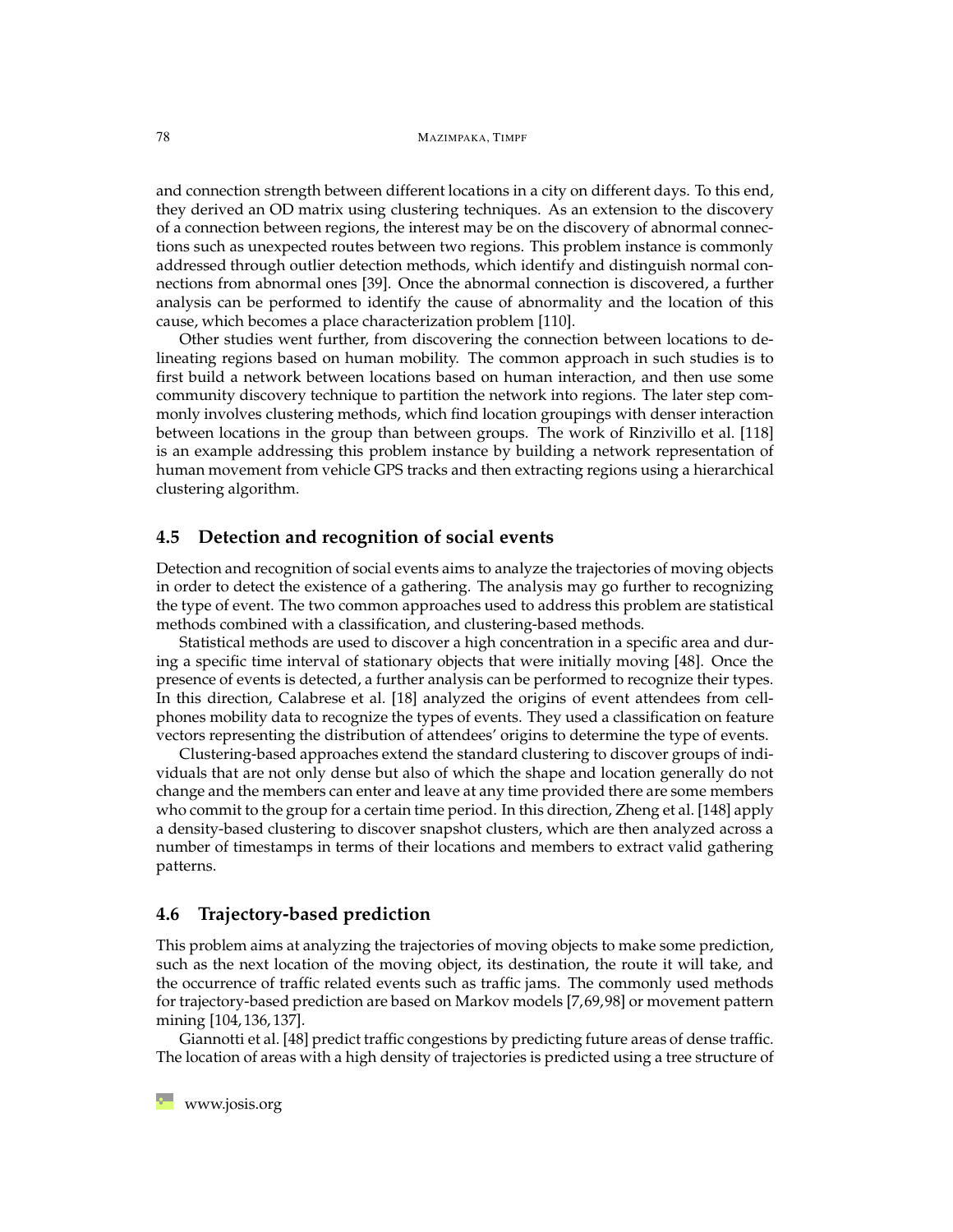and connection strength between different locations in a city on different days. To this end, they derived an OD matrix using clustering techniques. As an extension to the discovery of a connection between regions, the interest may be on the discovery of abnormal connections such as unexpected routes between two regions. This problem instance is commonly addressed through outlier detection methods, which identify and distinguish normal connections from abnormal ones [39]. Once the abnormal connection is discovered, a further analysis can be performed to identify the cause of abnormality and the location of this cause, which becomes a place characterization problem [110].

Other studies went further, from discovering the connection between locations to delineating regions based on human mobility. The common approach in such studies is to first build a network between locations based on human interaction, and then use some community discovery technique to partition the network into regions. The later step commonly involves clustering methods, which find location groupings with denser interaction between locations in the group than between groups. The work of Rinzivillo et al. [118] is an example addressing this problem instance by building a network representation of human movement from vehicle GPS tracks and then extracting regions using a hierarchical clustering algorithm.

## 4.5 Detection and recognition of social events

Detection and recognition of social events aims to analyze the trajectories of moving objects in order to detect the existence of a gathering. The analysis may go further to recognizing the type of event. The two common approaches used to address this problem are statistical methods combined with a classification, and clustering-based methods.

Statistical methods are used to discover a high concentration in a specific area and during a specific time interval of stationary objects that were initially moving [48]. Once the presence of events is detected, a further analysis can be performed to recognize their types. In this direction, Calabrese et al. [18] analyzed the origins of event attendees from cellphones mobility data to recognize the types of events. They used a classification on feature vectors representing the distribution of attendees' origins to determine the type of events.

Clustering-based approaches extend the standard clustering to discover groups of individuals that are not only dense but also of which the shape and location generally do not change and the members can enter and leave at any time provided there are some members who commit to the group for a certain time period. In this direction, Zheng et al. [148] apply a density-based clustering to discover snapshot clusters, which are then analyzed across a number of timestamps in terms of their locations and members to extract valid gathering patterns.

## 4.6 Trajectory-based prediction

This problem aims at analyzing the trajectories of moving objects to make some prediction, such as the next location of the moving object, its destination, the route it will take, and the occurrence of traffic related events such as traffic jams. The commonly used methods for trajectory-based prediction are based on Markov models [7,69,98] or movement pattern mining [104,136,137].

Giannotti et al. [48] predict traffic congestions by predicting future areas of dense traffic. The location of areas with a high density of trajectories is predicted using a tree structure of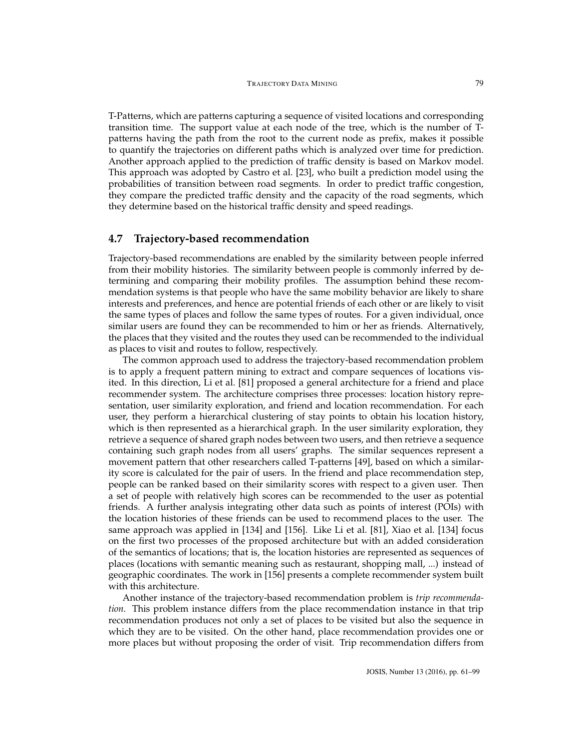T-Patterns, which are patterns capturing a sequence of visited locations and corresponding transition time. The support value at each node of the tree, which is the number of T-patterns having the path from the root to the current node as prefix, makes it possible to quantify the trajectories on different paths which is analyzed over time for prediction. Another approach applied to the prediction of traffic density is based on Markov model. This approach was adopted by Castro et al. [23], who built a prediction model using the probabilities of transition between road segments. In order to predict traffic congestion, they compare the predicted traffic density and the capacity of the road segments, which they determine based on the historical traffic density and speed readings.

## 4.7 Trajectory-based recommendation

Trajectory-based recommendations are enabled by the similarity between people inferred from their mobility histories. The similarity between people is commonly inferred by determining and comparing their mobility profiles. The assumption behind these recommendation systems is that people who have the same mobility behavior are likely to share interests and preferences, and hence are potential friends of each other or are likely to visit the same types of places and follow the same types of routes. For a given individual, once similar users are found they can be recommended to him or her as friends. Alternatively, the places that they visited and the routes they used can be recommended to the individual as places to visit and routes to follow, respectively.

The common approach used to address the trajectory-based recommendation problem is to apply a frequent pattern mining to extract and compare sequences of locations visited. In this direction, Li et al. [81] proposed a general architecture for a friend and place recommender system. The architecture comprises three processes: location history representation, user similarity exploration, and friend and location recommendation. For each user, they perform a hierarchical clustering of stay points to obtain his location history, which is then represented as a hierarchical graph. In the user similarity exploration, they retrieve a sequence of shared graph nodes between two users, and then retrieve a sequence containing such graph nodes from all users' graphs. The similar sequences represent a movement pattern that other researchers called T-patterns [49], based on which a similarity score is calculated for the pair of users. In the friend and place recommendation step, people can be ranked based on their similarity scores with respect to a given user. Then a set of people with relatively high scores can be recommended to the user as potential friends. A further analysis integrating other data such as points of interest (POIs) with the location histories of these friends can be used to recommend places to the user. The same approach was applied in [134] and [156]. Like Li et al. [81], Xiao et al. [134] focus on the first two processes of the proposed architecture but with an added consideration of the semantics of locations; that is, the location histories are represented as sequences of places (locations with semantic meaning such as restaurant, shopping mall, ...) instead of geographic coordinates. The work in [156] presents a complete recommender system built with this architecture.

Another instance of the trajectory-based recommendation problem is *trip recommendation*. This problem instance differs from the place recommendation instance in that trip recommendation produces not only a set of places to be visited but also the sequence in which they are to be visited. On the other hand, place recommendation provides one or more places but without proposing the order of visit. Trip recommendation differs from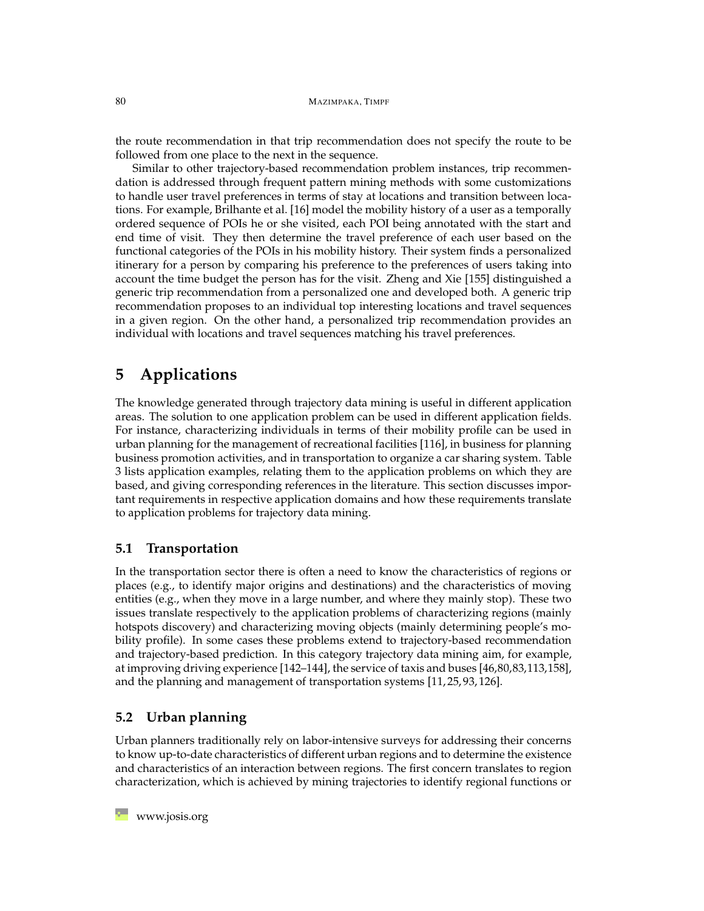the route recommendation in that trip recommendation does not specify the route to be followed from one place to the next in the sequence.

Similar to other trajectory-based recommendation problem instances, trip recommendation is addressed through frequent pattern mining methods with some customizations to handle user travel preferences in terms of stay at locations and transition between locations. For example, Brilhante et al. [16] model the mobility history of a user as a temporally ordered sequence of POIs he or she visited, each POI being annotated with the start and end time of visit. They then determine the travel preference of each user based on the functional categories of the POIs in his mobility history. Their system finds a personalized itinerary for a person by comparing his preference to the preferences of users taking into account the time budget the person has for the visit. Zheng and Xie [155] distinguished a generic trip recommendation from a personalized one and developed both. A generic trip recommendation proposes to an individual top interesting locations and travel sequences in a given region. On the other hand, a personalized trip recommendation provides an individual with locations and travel sequences matching his travel preferences.

# 5 Applications

The knowledge generated through trajectory data mining is useful in different application areas. The solution to one application problem can be used in different application fields. For instance, characterizing individuals in terms of their mobility profile can be used in urban planning for the management of recreational facilities [116], in business for planning business promotion activities, and in transportation to organize a car sharing system. Table 3 lists application examples, relating them to the application problems on which they are based, and giving corresponding references in the literature. This section discusses important requirements in respective application domains and how these requirements translate to application problems for trajectory data mining.

## 5.1 Transportation

In the transportation sector there is often a need to know the characteristics of regions or places (e.g., to identify major origins and destinations) and the characteristics of moving entities (e.g., when they move in a large number, and where they mainly stop). These two issues translate respectively to the application problems of characterizing regions (mainly hotspots discovery) and characterizing moving objects (mainly determining people's mobility profile). In some cases these problems extend to trajectory-based recommendation and trajectory-based prediction. In this category trajectory data mining aim, for example, at improving driving experience [142–144], the service of taxis and buses [46,80,83,113,158], and the planning and management of transportation systems [11,25,93,126].

## 5.2 Urban planning

Urban planners traditionally rely on labor-intensive surveys for addressing their concerns to know up-to-date characteristics of different urban regions and to determine the existence and characteristics of an interaction between regions. The first concern translates to region characterization, which is achieved by mining trajectories to identify regional functions or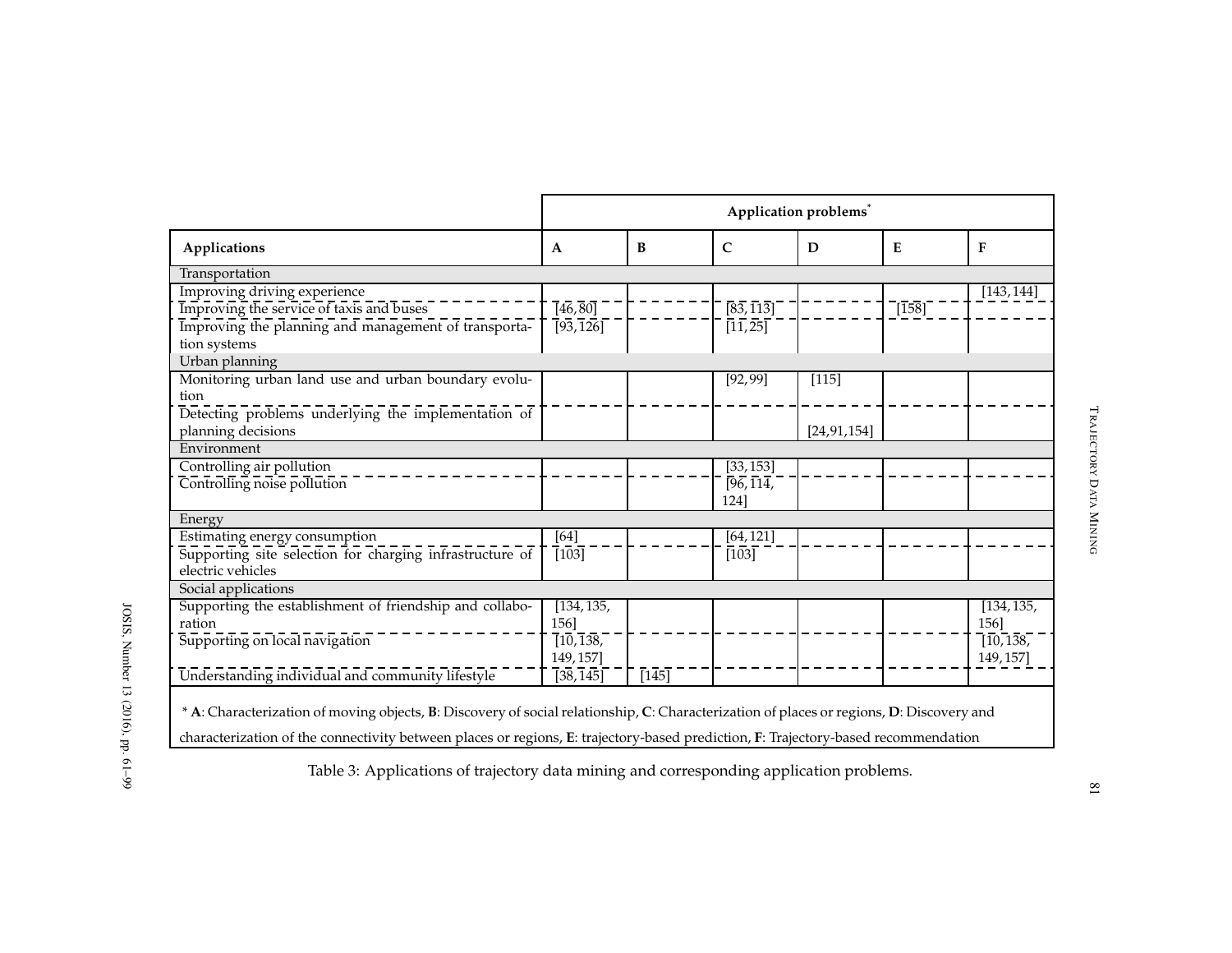| Applications | Application problems* | | | | | |
|---|---|---|---|---|---|---|
| | A | B | C | D | E | F |
| **Transportation** | | | | | | |
| Improving driving experience | | | | | | [143, 144] |
| Improving the service of taxis and buses | [46, 80] | | [83, 113] | | [158] | |
| Improving the planning and management of transportation systems | [93, 126] | | [11, 25] | | | |
| **Urban planning** | | | | | | |
| Monitoring urban land use and urban boundary evolution | | | [92, 99] | [115] | | |
| Detecting problems underlying the implementation of planning decisions | | | | [24, 91, 154] | | |
| **Environment** | | | | | | |
| Controlling air pollution | | | [33, 153] | | | |
| Controlling noise pollution | | | [96, 114, 124] | | | |
| **Energy** | | | | | | |
| Estimating energy consumption | [64] | | [64, 121] | | | |
| Supporting site selection for charging infrastructure of electric vehicles | [103] | | [103] | | | |
| **Social applications** | | | | | | |
| Supporting the establishment of friendship and collaboration | [134, 135, 156] | | | | | [134, 135, 156] |
| Supporting on local navigation | [10, 138, 149, 157] | | | | | [10, 138, 149, 157] |
| Understanding individual and community lifestyle | [38, 145] | [145] | | | | |

* **A**: Characterization of moving objects, **B**: Discovery of social relationship, **C**: Characterization of places or regions, **D**: Discovery and characterization of the connectivity between places or regions, **E**: trajectory-based prediction, **F**: Trajectory-based recommendation

Table 3: Applications of trajectory data mining and corresponding application problems.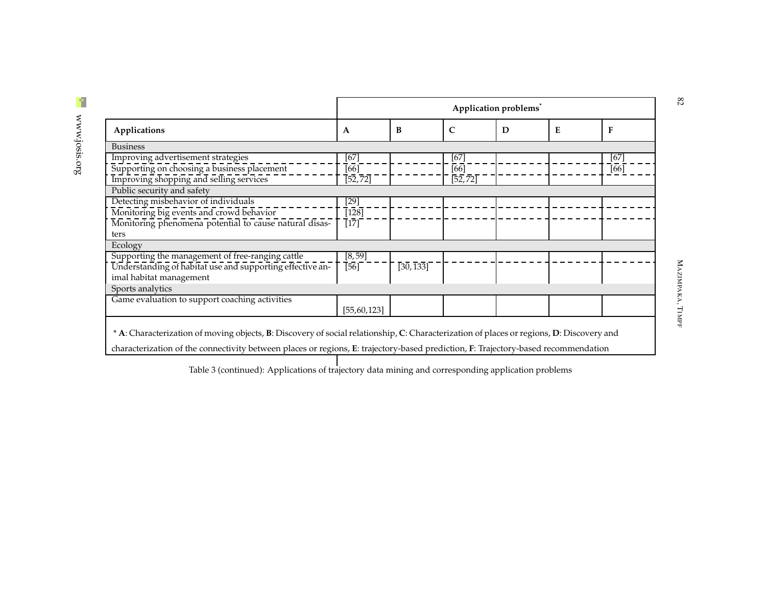| | Application problems* | | | | | |
|---|---|---|---|---|---|---|
| **Applications** | **A** | **B** | **C** | **D** | **E** | **F** |
| Business | | | | | | |
| Improving advertisement strategies | [67] | | [67] | | | [67] |
| Supporting on choosing a business placement | [66] | | [66] | | | [66] |
| Improving shopping and selling services | [52, 72] | | [52, 72] | | | |
| Public security and safety | | | | | | |
| Detecting misbehavior of individuals | [29] | | | | | |
| Monitoring big events and crowd behavior | [128] | | | | | |
| Monitoring phenomena potential to cause natural disasters | [17] | | | | | |
| Ecology | | | | | | |
| Supporting the management of free-ranging cattle | [8, 59] | | | | | |
| Understanding of habitat use and supporting effective animal habitat management | [56] | [30, 133] | | | | |
| Sports analytics | | | | | | |
| Game evaluation to support coaching activities | [55,60,123] | | | | | |

\* **A**: Characterization of moving objects, **B**: Discovery of social relationship, **C**: Characterization of places or regions, **D**: Discovery and characterization of the connectivity between places or regions, **E**: trajectory-based prediction, **F**: Trajectory-based recommendation

Table 3 (continued): Applications of trajectory data mining and corresponding application problems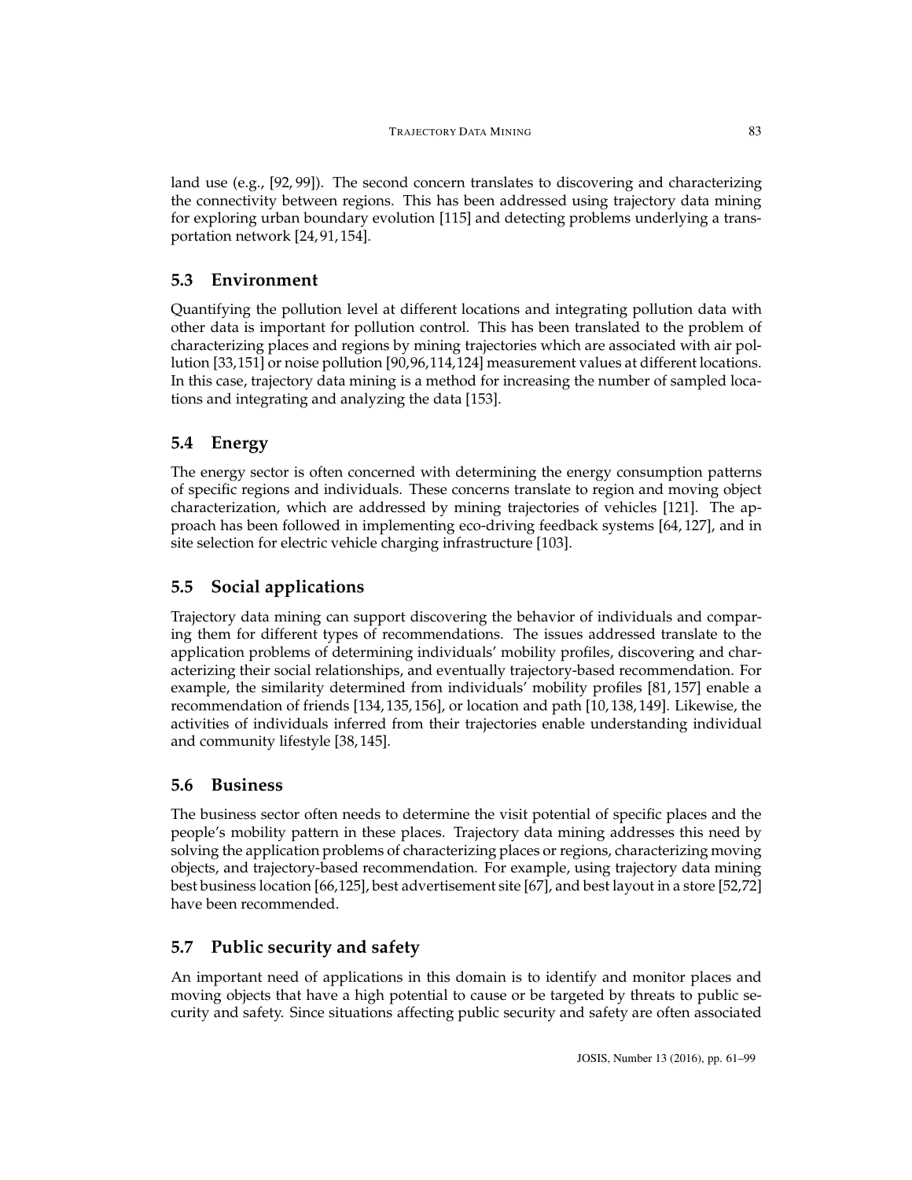land use (e.g., [92, 99]). The second concern translates to discovering and characterizing the connectivity between regions. This has been addressed using trajectory data mining for exploring urban boundary evolution [115] and detecting problems underlying a transportation network [24, 91, 154].

## 5.3 Environment

Quantifying the pollution level at different locations and integrating pollution data with other data is important for pollution control. This has been translated to the problem of characterizing places and regions by mining trajectories which are associated with air pollution [33,151] or noise pollution [90,96,114,124] measurement values at different locations. In this case, trajectory data mining is a method for increasing the number of sampled locations and integrating and analyzing the data [153].

## 5.4 Energy

The energy sector is often concerned with determining the energy consumption patterns of specific regions and individuals. These concerns translate to region and moving object characterization, which are addressed by mining trajectories of vehicles [121]. The approach has been followed in implementing eco-driving feedback systems [64, 127], and in site selection for electric vehicle charging infrastructure [103].

## 5.5 Social applications

Trajectory data mining can support discovering the behavior of individuals and comparing them for different types of recommendations. The issues addressed translate to the application problems of determining individuals' mobility profiles, discovering and characterizing their social relationships, and eventually trajectory-based recommendation. For example, the similarity determined from individuals' mobility profiles [81, 157] enable a recommendation of friends [134, 135, 156], or location and path [10, 138, 149]. Likewise, the activities of individuals inferred from their trajectories enable understanding individual and community lifestyle [38, 145].

## 5.6 Business

The business sector often needs to determine the visit potential of specific places and the people's mobility pattern in these places. Trajectory data mining addresses this need by solving the application problems of characterizing places or regions, characterizing moving objects, and trajectory-based recommendation. For example, using trajectory data mining best business location [66,125], best advertisement site [67], and best layout in a store [52,72] have been recommended.

## 5.7 Public security and safety

An important need of applications in this domain is to identify and monitor places and moving objects that have a high potential to cause or be targeted by threats to public security and safety. Since situations affecting public security and safety are often associated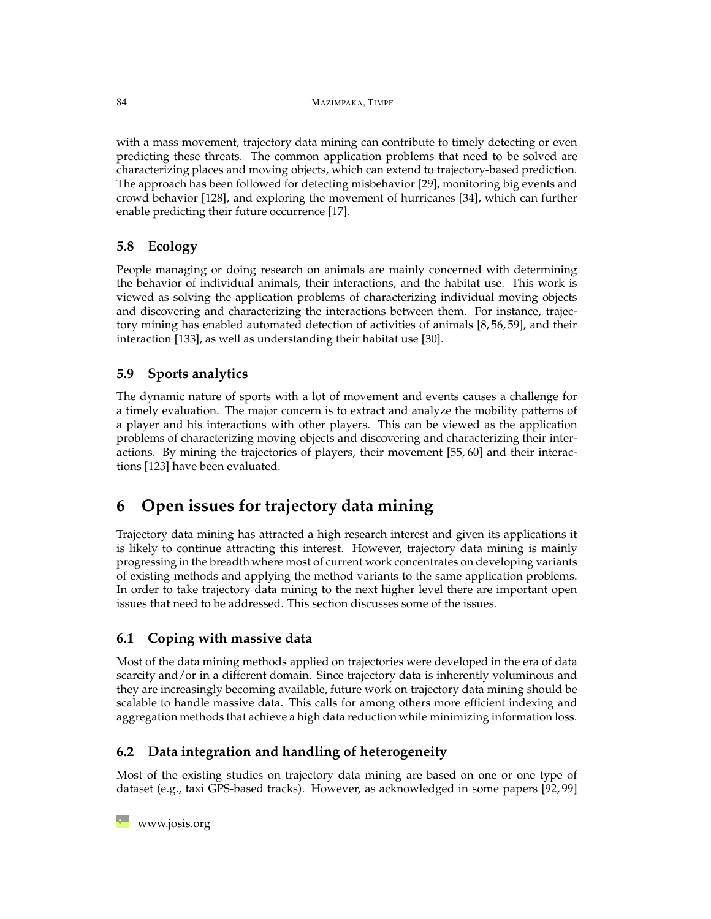with a mass movement, trajectory data mining can contribute to timely detecting or even predicting these threats. The common application problems that need to be solved are characterizing places and moving objects, which can extend to trajectory-based prediction. The approach has been followed for detecting misbehavior [29], monitoring big events and crowd behavior [128], and exploring the movement of hurricanes [34], which can further enable predicting their future occurrence [17].

### 5.8 Ecology

People managing or doing research on animals are mainly concerned with determining the behavior of individual animals, their interactions, and the habitat use. This work is viewed as solving the application problems of characterizing individual moving objects and discovering and characterizing the interactions between them. For instance, trajectory mining has enabled automated detection of activities of animals [8, 56, 59], and their interaction [133], as well as understanding their habitat use [30].

### 5.9 Sports analytics

The dynamic nature of sports with a lot of movement and events causes a challenge for a timely evaluation. The major concern is to extract and analyze the mobility patterns of a player and his interactions with other players. This can be viewed as the application problems of characterizing moving objects and discovering and characterizing their interactions. By mining the trajectories of players, their movement [55, 60] and their interactions [123] have been evaluated.

## 6 Open issues for trajectory data mining

Trajectory data mining has attracted a high research interest and given its applications it is likely to continue attracting this interest. However, trajectory data mining is mainly progressing in the breadth where most of current work concentrates on developing variants of existing methods and applying the method variants to the same application problems. In order to take trajectory data mining to the next higher level there are important open issues that need to be addressed. This section discusses some of the issues.

### 6.1 Coping with massive data

Most of the data mining methods applied on trajectories were developed in the era of data scarcity and/or in a different domain. Since trajectory data is inherently voluminous and they are increasingly becoming available, future work on trajectory data mining should be scalable to handle massive data. This calls for among others more efficient indexing and aggregation methods that achieve a high data reduction while minimizing information loss.

### 6.2 Data integration and handling of heterogeneity

Most of the existing studies on trajectory data mining are based on one or one type of dataset (e.g., taxi GPS-based tracks). However, as acknowledged in some papers [92, 99]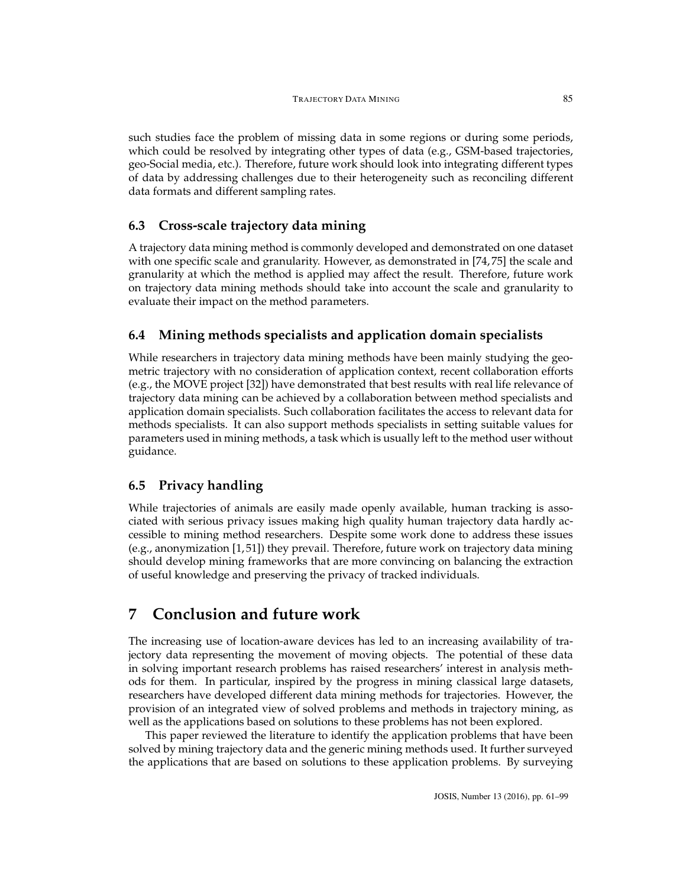such studies face the problem of missing data in some regions or during some periods, which could be resolved by integrating other types of data (e.g., GSM-based trajectories, geo-Social media, etc.). Therefore, future work should look into integrating different types of data by addressing challenges due to their heterogeneity such as reconciling different data formats and different sampling rates.

### 6.3 Cross-scale trajectory data mining

A trajectory data mining method is commonly developed and demonstrated on one dataset with one specific scale and granularity. However, as demonstrated in [74, 75] the scale and granularity at which the method is applied may affect the result. Therefore, future work on trajectory data mining methods should take into account the scale and granularity to evaluate their impact on the method parameters.

### 6.4 Mining methods specialists and application domain specialists

While researchers in trajectory data mining methods have been mainly studying the geometric trajectory with no consideration of application context, recent collaboration efforts (e.g., the MOVE project [32]) have demonstrated that best results with real life relevance of trajectory data mining can be achieved by a collaboration between method specialists and application domain specialists. Such collaboration facilitates the access to relevant data for methods specialists. It can also support methods specialists in setting suitable values for parameters used in mining methods, a task which is usually left to the method user without guidance.

### 6.5 Privacy handling

While trajectories of animals are easily made openly available, human tracking is associated with serious privacy issues making high quality human trajectory data hardly accessible to mining method researchers. Despite some work done to address these issues (e.g., anonymization [1, 51]) they prevail. Therefore, future work on trajectory data mining should develop mining frameworks that are more convincing on balancing the extraction of useful knowledge and preserving the privacy of tracked individuals.

## 7 Conclusion and future work

The increasing use of location-aware devices has led to an increasing availability of trajectory data representing the movement of moving objects. The potential of these data in solving important research problems has raised researchers' interest in analysis methods for them. In particular, inspired by the progress in mining classical large datasets, researchers have developed different data mining methods for trajectories. However, the provision of an integrated view of solved problems and methods in trajectory mining, as well as the applications based on solutions to these problems has not been explored.

This paper reviewed the literature to identify the application problems that have been solved by mining trajectory data and the generic mining methods used. It further surveyed the applications that are based on solutions to these application problems. By surveying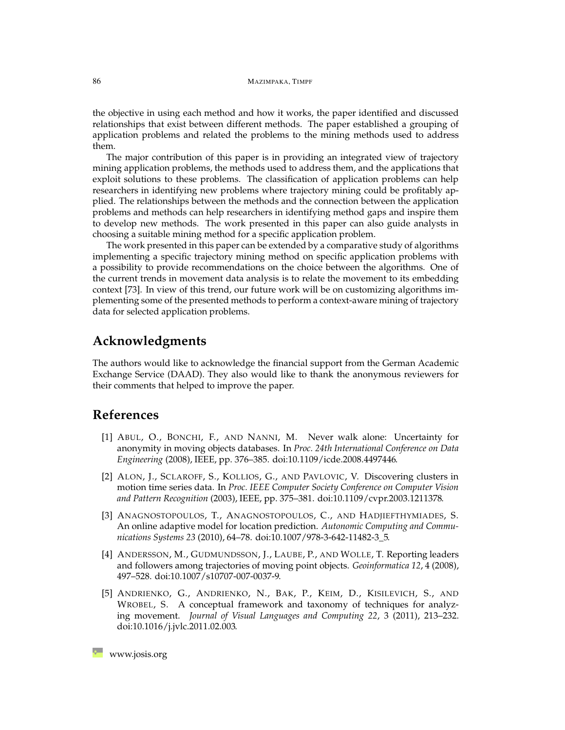the objective in using each method and how it works, the paper identified and discussed relationships that exist between different methods. The paper established a grouping of application problems and related the problems to the mining methods used to address them.

The major contribution of this paper is in providing an integrated view of trajectory mining application problems, the methods used to address them, and the applications that exploit solutions to these problems. The classification of application problems can help researchers in identifying new problems where trajectory mining could be profitably applied. The relationships between the methods and the connection between the application problems and methods can help researchers in identifying method gaps and inspire them to develop new methods. The work presented in this paper can also guide analysts in choosing a suitable mining method for a specific application problem.

The work presented in this paper can be extended by a comparative study of algorithms implementing a specific trajectory mining method on specific application problems with a possibility to provide recommendations on the choice between the algorithms. One of the current trends in movement data analysis is to relate the movement to its embedding context [73]. In view of this trend, our future work will be on customizing algorithms implementing some of the presented methods to perform a context-aware mining of trajectory data for selected application problems.

## Acknowledgments

The authors would like to acknowledge the financial support from the German Academic Exchange Service (DAAD). They also would like to thank the anonymous reviewers for their comments that helped to improve the paper.

## References

[1] Abul, O., Bonchi, F., and Nanni, M. Never walk alone: Uncertainty for anonymity in moving objects databases. In *Proc. 24th International Conference on Data Engineering* (2008), IEEE, pp. 376–385. doi:10.1109/icde.2008.4497446.

[2] Alon, J., Sclaroff, S., Kollios, G., and Pavlovic, V. Discovering clusters in motion time series data. In *Proc. IEEE Computer Society Conference on Computer Vision and Pattern Recognition* (2003), IEEE, pp. 375–381. doi:10.1109/cvpr.2003.1211378.

[3] Anagnostopoulos, T., Anagnostopoulos, C., and Hadjiefthymiades, S. An online adaptive model for location prediction. *Autonomic Computing and Communications Systems 23* (2010), 64–78. doi:10.1007/978-3-642-11482-3_5.

[4] Andersson, M., Gudmundsson, J., Laube, P., and Wolle, T. Reporting leaders and followers among trajectories of moving point objects. *Geoinformatica 12*, 4 (2008), 497–528. doi:10.1007/s10707-007-0037-9.

[5] Andrienko, G., Andrienko, N., Bak, P., Keim, D., Kisilevich, S., and Wrobel, S. A conceptual framework and taxonomy of techniques for analyzing movement. *Journal of Visual Languages and Computing 22*, 3 (2011), 213–232. doi:10.1016/j.jvlc.2011.02.003.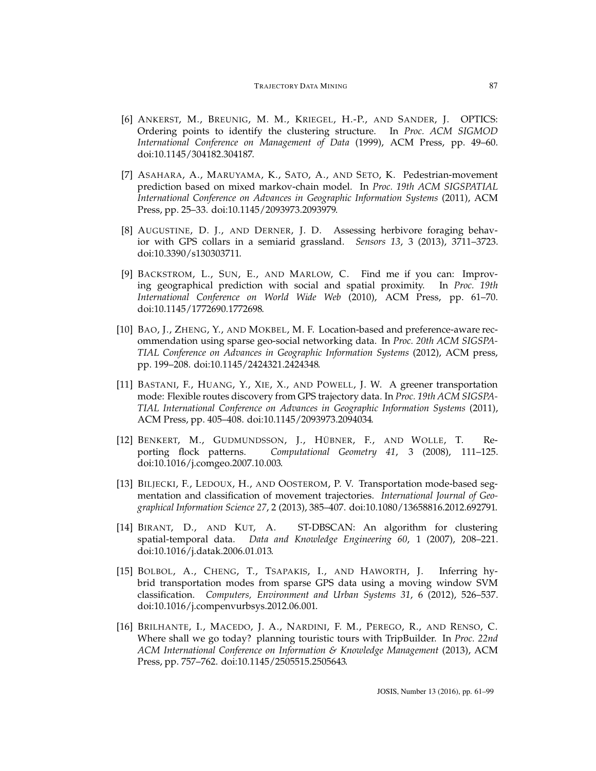[6] Ankerst, M., Breunig, M. M., Kriegel, H.-P., and Sander, J. OPTICS: Ordering points to identify the clustering structure. In *Proc. ACM SIGMOD International Conference on Management of Data* (1999), ACM Press, pp. 49–60. doi:10.1145/304182.304187.

[7] Asahara, A., Maruyama, K., Sato, A., and Seto, K. Pedestrian-movement prediction based on mixed markov-chain model. In *Proc. 19th ACM SIGSPATIAL International Conference on Advances in Geographic Information Systems* (2011), ACM Press, pp. 25–33. doi:10.1145/2093973.2093979.

[8] Augustine, D. J., and Derner, J. D. Assessing herbivore foraging behavior with GPS collars in a semiarid grassland. *Sensors 13*, 3 (2013), 3711–3723. doi:10.3390/s130303711.

[9] Backstrom, L., Sun, E., and Marlow, C. Find me if you can: Improving geographical prediction with social and spatial proximity. In *Proc. 19th International Conference on World Wide Web* (2010), ACM Press, pp. 61–70. doi:10.1145/1772690.1772698.

[10] Bao, J., Zheng, Y., and Mokbel, M. F. Location-based and preference-aware recommendation using sparse geo-social networking data. In *Proc. 20th ACM SIGSPATIAL Conference on Advances in Geographic Information Systems* (2012), ACM press, pp. 199–208. doi:10.1145/2424321.2424348.

[11] Bastani, F., Huang, Y., Xie, X., and Powell, J. W. A greener transportation mode: Flexible routes discovery from GPS trajectory data. In *Proc. 19th ACM SIGSPATIAL International Conference on Advances in Geographic Information Systems* (2011), ACM Press, pp. 405–408. doi:10.1145/2093973.2094034.

[12] Benkert, M., Gudmundsson, J., Hübner, F., and Wolle, T. Reporting flock patterns. *Computational Geometry 41*, 3 (2008), 111–125. doi:10.1016/j.comgeo.2007.10.003.

[13] Biljecki, F., Ledoux, H., and Oosterom, P. V. Transportation mode-based segmentation and classification of movement trajectories. *International Journal of Geographical Information Science 27*, 2 (2013), 385–407. doi:10.1080/13658816.2012.692791.

[14] Birant, D., and Kut, A. ST-DBSCAN: An algorithm for clustering spatial-temporal data. *Data and Knowledge Engineering 60*, 1 (2007), 208–221. doi:10.1016/j.datak.2006.01.013.

[15] Bolbol, A., Cheng, T., Tsapakis, I., and Haworth, J. Inferring hybrid transportation modes from sparse GPS data using a moving window SVM classification. *Computers, Environment and Urban Systems 31*, 6 (2012), 526–537. doi:10.1016/j.compenvurbsys.2012.06.001.

[16] Brilhante, I., Macedo, J. A., Nardini, F. M., Perego, R., and Renso, C. Where shall we go today? planning touristic tours with TripBuilder. In *Proc. 22nd ACM International Conference on Information & Knowledge Management* (2013), ACM Press, pp. 757–762. doi:10.1145/2505515.2505643.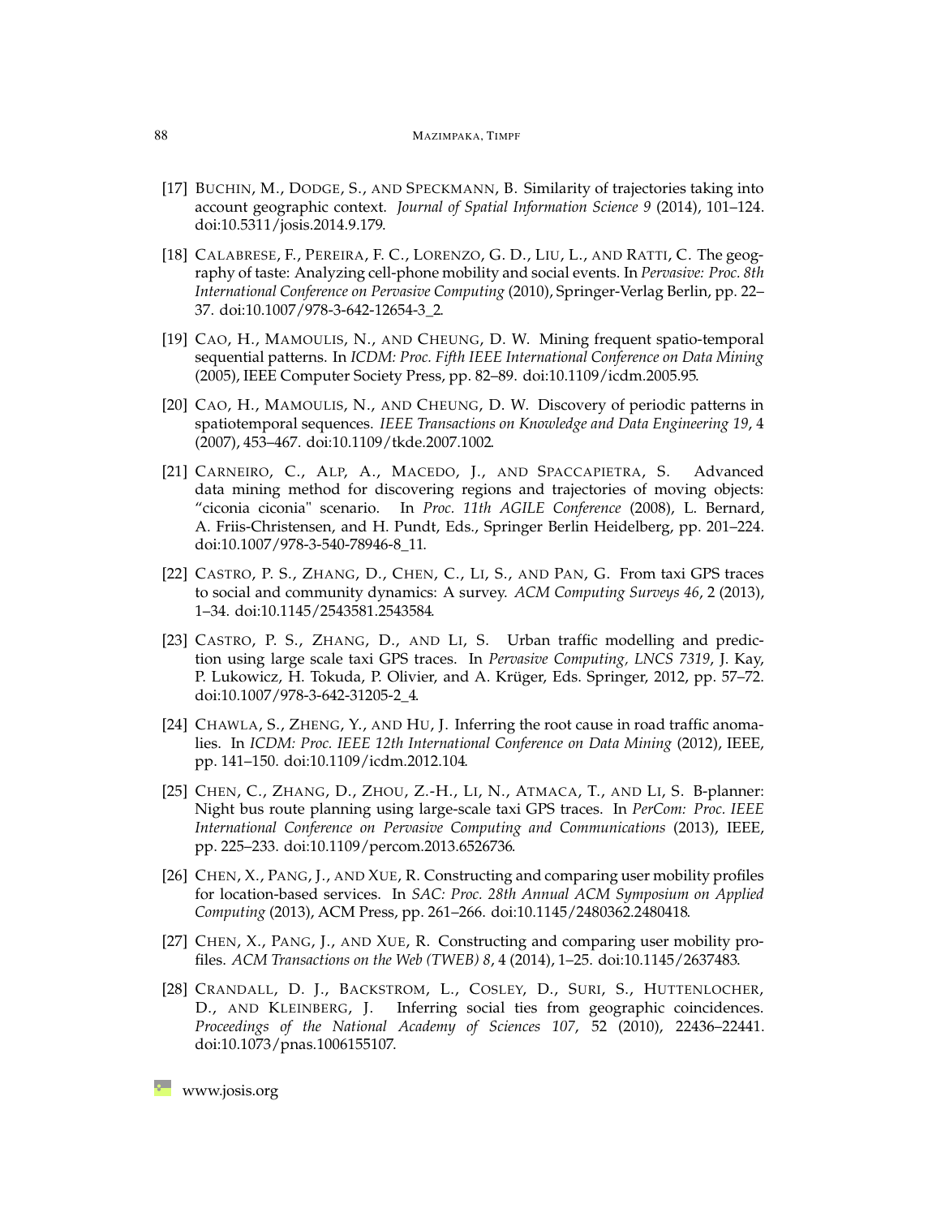[17] Buchin, M., Dodge, S., and Speckmann, B. Similarity of trajectories taking into account geographic context. *Journal of Spatial Information Science 9* (2014), 101–124. doi:10.5311/josis.2014.9.179.

[18] Calabrese, F., Pereira, F. C., Lorenzo, G. D., Liu, L., and Ratti, C. The geography of taste: Analyzing cell-phone mobility and social events. In *Pervasive: Proc. 8th International Conference on Pervasive Computing* (2010), Springer-Verlag Berlin, pp. 22–37. doi:10.1007/978-3-642-12654-3_2.

[19] Cao, H., Mamoulis, N., and Cheung, D. W. Mining frequent spatio-temporal sequential patterns. In *ICDM: Proc. Fifth IEEE International Conference on Data Mining* (2005), IEEE Computer Society Press, pp. 82–89. doi:10.1109/icdm.2005.95.

[20] Cao, H., Mamoulis, N., and Cheung, D. W. Discovery of periodic patterns in spatiotemporal sequences. *IEEE Transactions on Knowledge and Data Engineering 19*, 4 (2007), 453–467. doi:10.1109/tkde.2007.1002.

[21] Carneiro, C., Alp, A., Macedo, J., and Spaccapietra, S. Advanced data mining method for discovering regions and trajectories of moving objects: "ciconia ciconia" scenario. In *Proc. 11th AGILE Conference* (2008), L. Bernard, A. Friis-Christensen, and H. Pundt, Eds., Springer Berlin Heidelberg, pp. 201–224. doi:10.1007/978-3-540-78946-8_11.

[22] Castro, P. S., Zhang, D., Chen, C., Li, S., and Pan, G. From taxi GPS traces to social and community dynamics: A survey. *ACM Computing Surveys 46*, 2 (2013), 1–34. doi:10.1145/2543581.2543584.

[23] Castro, P. S., Zhang, D., and Li, S. Urban traffic modelling and prediction using large scale taxi GPS traces. In *Pervasive Computing, LNCS 7319*, J. Kay, P. Lukowicz, H. Tokuda, P. Olivier, and A. Krüger, Eds. Springer, 2012, pp. 57–72. doi:10.1007/978-3-642-31205-2_4.

[24] Chawla, S., Zheng, Y., and Hu, J. Inferring the root cause in road traffic anomalies. In *ICDM: Proc. IEEE 12th International Conference on Data Mining* (2012), IEEE, pp. 141–150. doi:10.1109/icdm.2012.104.

[25] Chen, C., Zhang, D., Zhou, Z.-H., Li, N., Atmaca, T., and Li, S. B-planner: Night bus route planning using large-scale taxi GPS traces. In *PerCom: Proc. IEEE International Conference on Pervasive Computing and Communications* (2013), IEEE, pp. 225–233. doi:10.1109/percom.2013.6526736.

[26] Chen, X., Pang, J., and Xue, R. Constructing and comparing user mobility profiles for location-based services. In *SAC: Proc. 28th Annual ACM Symposium on Applied Computing* (2013), ACM Press, pp. 261–266. doi:10.1145/2480362.2480418.

[27] Chen, X., Pang, J., and Xue, R. Constructing and comparing user mobility profiles. *ACM Transactions on the Web (TWEB) 8*, 4 (2014), 1–25. doi:10.1145/2637483.

[28] Crandall, D. J., Backstrom, L., Cosley, D., Suri, S., Huttenlocher, D., and Kleinberg, J. Inferring social ties from geographic coincidences. *Proceedings of the National Academy of Sciences 107*, 52 (2010), 22436–22441. doi:10.1073/pnas.1006155107.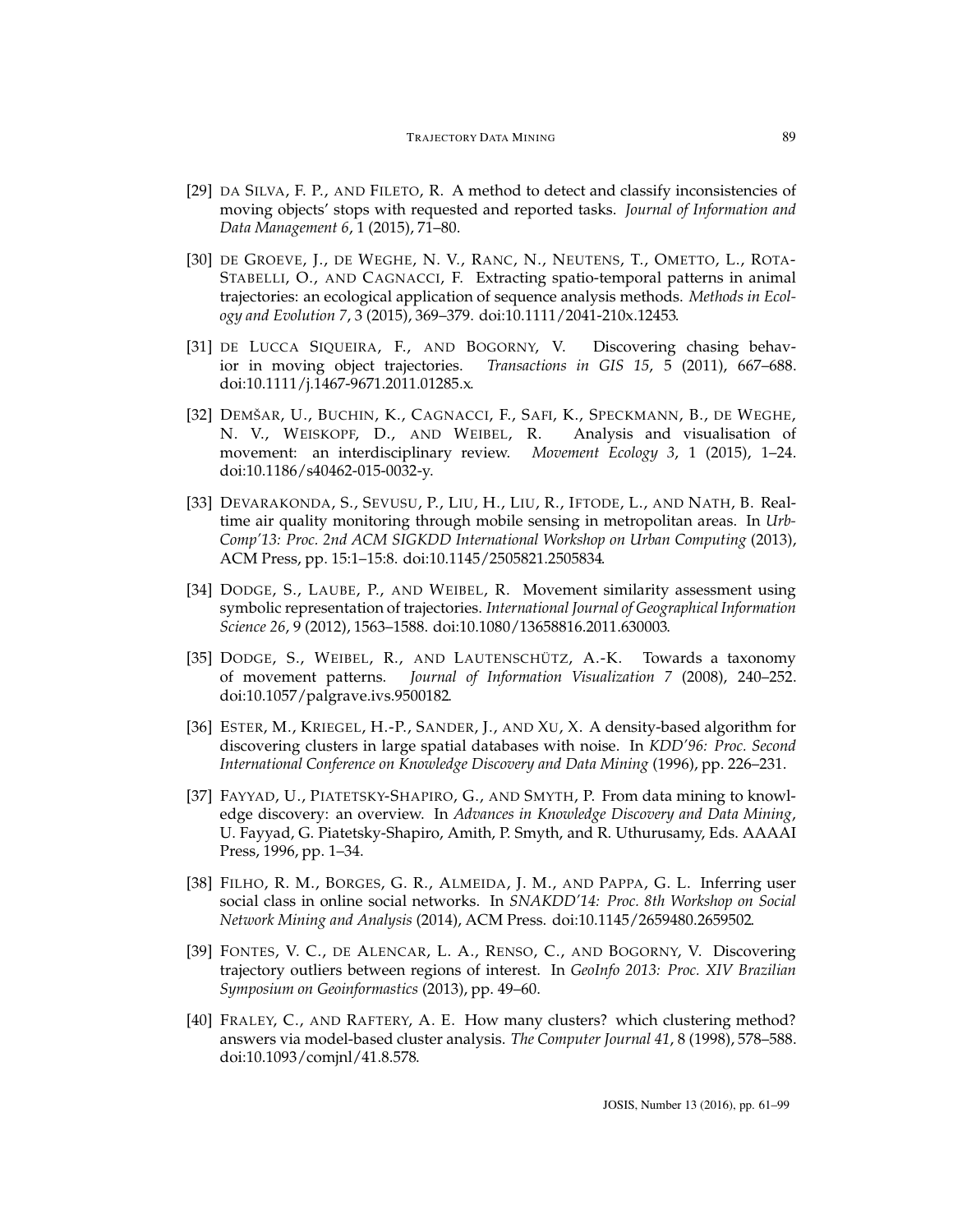[29] da Silva, F. P., and Fileto, R. A method to detect and classify inconsistencies of moving objects' stops with requested and reported tasks. *Journal of Information and Data Management 6*, 1 (2015), 71–80.

[30] de Groeve, J., de Weghe, N. V., Ranc, N., Neutens, T., Ometto, L., Rota-Stabelli, O., and Cagnacci, F. Extracting spatio-temporal patterns in animal trajectories: an ecological application of sequence analysis methods. *Methods in Ecology and Evolution 7*, 3 (2015), 369–379. doi:10.1111/2041-210x.12453.

[31] de Lucca Siqueira, F., and Bogorny, V. Discovering chasing behavior in moving object trajectories. *Transactions in GIS 15*, 5 (2011), 667–688. doi:10.1111/j.1467-9671.2011.01285.x.

[32] Demšar, U., Buchin, K., Cagnacci, F., Safi, K., Speckmann, B., de Weghe, N. V., Weiskopf, D., and Weibel, R. Analysis and visualisation of movement: an interdisciplinary review. *Movement Ecology 3*, 1 (2015), 1–24. doi:10.1186/s40462-015-0032-y.

[33] Devarakonda, S., Sevusu, P., Liu, H., Liu, R., Iftode, L., and Nath, B. Real-time air quality monitoring through mobile sensing in metropolitan areas. In *UrbComp'13: Proc. 2nd ACM SIGKDD International Workshop on Urban Computing* (2013), ACM Press, pp. 15:1–15:8. doi:10.1145/2505821.2505834.

[34] Dodge, S., Laube, P., and Weibel, R. Movement similarity assessment using symbolic representation of trajectories. *International Journal of Geographical Information Science 26*, 9 (2012), 1563–1588. doi:10.1080/13658816.2011.630003.

[35] Dodge, S., Weibel, R., and Lautenschütz, A.-K. Towards a taxonomy of movement patterns. *Journal of Information Visualization 7* (2008), 240–252. doi:10.1057/palgrave.ivs.9500182.

[36] Ester, M., Kriegel, H.-P., Sander, J., and Xu, X. A density-based algorithm for discovering clusters in large spatial databases with noise. In *KDD'96: Proc. Second International Conference on Knowledge Discovery and Data Mining* (1996), pp. 226–231.

[37] Fayyad, U., Piatetsky-Shapiro, G., and Smyth, P. From data mining to knowledge discovery: an overview. In *Advances in Knowledge Discovery and Data Mining*, U. Fayyad, G. Piatetsky-Shapiro, Amith, P. Smyth, and R. Uthurusamy, Eds. AAAAI Press, 1996, pp. 1–34.

[38] Filho, R. M., Borges, G. R., Almeida, J. M., and Pappa, G. L. Inferring user social class in online social networks. In *SNAKDD'14: Proc. 8th Workshop on Social Network Mining and Analysis* (2014), ACM Press. doi:10.1145/2659480.2659502.

[39] Fontes, V. C., de Alencar, L. A., Renso, C., and Bogorny, V. Discovering trajectory outliers between regions of interest. In *GeoInfo 2013: Proc. XIV Brazilian Symposium on Geoinformastics* (2013), pp. 49–60.

[40] Fraley, C., and Raftery, A. E. How many clusters? which clustering method? answers via model-based cluster analysis. *The Computer Journal 41*, 8 (1998), 578–588. doi:10.1093/comjnl/41.8.578.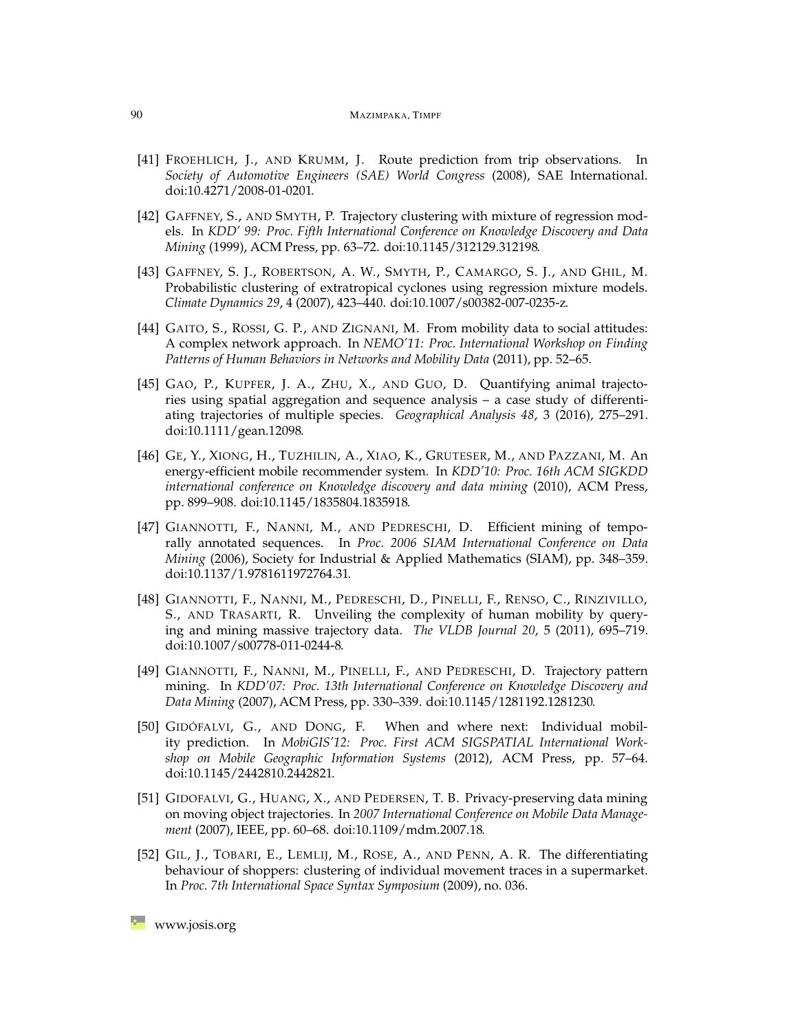[41] Froehlich, J., and Krumm, J. Route prediction from trip observations. In *Society of Automotive Engineers (SAE) World Congress* (2008), SAE International. doi:10.4271/2008-01-0201.

[42] Gaffney, S., and Smyth, P. Trajectory clustering with mixture of regression models. In *KDD' 99: Proc. Fifth International Conference on Knowledge Discovery and Data Mining* (1999), ACM Press, pp. 63–72. doi:10.1145/312129.312198.

[43] Gaffney, S. J., Robertson, A. W., Smyth, P., Camargo, S. J., and Ghil, M. Probabilistic clustering of extratropical cyclones using regression mixture models. *Climate Dynamics 29*, 4 (2007), 423–440. doi:10.1007/s00382-007-0235-z.

[44] Gaito, S., Rossi, G. P., and Zignani, M. From mobility data to social attitudes: A complex network approach. In *NEMO'11: Proc. International Workshop on Finding Patterns of Human Behaviors in Networks and Mobility Data* (2011), pp. 52–65.

[45] Gao, P., Kupfer, J. A., Zhu, X., and Guo, D. Quantifying animal trajectories using spatial aggregation and sequence analysis – a case study of differentiating trajectories of multiple species. *Geographical Analysis 48*, 3 (2016), 275–291. doi:10.1111/gean.12098.

[46] Ge, Y., Xiong, H., Tuzhilin, A., Xiao, K., Gruteser, M., and Pazzani, M. An energy-efficient mobile recommender system. In *KDD'10: Proc. 16th ACM SIGKDD international conference on Knowledge discovery and data mining* (2010), ACM Press, pp. 899–908. doi:10.1145/1835804.1835918.

[47] Giannotti, F., Nanni, M., and Pedreschi, D. Efficient mining of temporally annotated sequences. In *Proc. 2006 SIAM International Conference on Data Mining* (2006), Society for Industrial & Applied Mathematics (SIAM), pp. 348–359. doi:10.1137/1.9781611972764.31.

[48] Giannotti, F., Nanni, M., Pedreschi, D., Pinelli, F., Renso, C., Rinzivillo, S., and Trasarti, R. Unveiling the complexity of human mobility by querying and mining massive trajectory data. *The VLDB Journal 20*, 5 (2011), 695–719. doi:10.1007/s00778-011-0244-8.

[49] Giannotti, F., Nanni, M., Pinelli, F., and Pedreschi, D. Trajectory pattern mining. In *KDD'07: Proc. 13th International Conference on Knowledge Discovery and Data Mining* (2007), ACM Press, pp. 330–339. doi:10.1145/1281192.1281230.

[50] Gidófalvi, G., and Dong, F. When and where next: Individual mobility prediction. In *MobiGIS'12: Proc. First ACM SIGSPATIAL International Workshop on Mobile Geographic Information Systems* (2012), ACM Press, pp. 57–64. doi:10.1145/2442810.2442821.

[51] Gidofalvi, G., Huang, X., and Pedersen, T. B. Privacy-preserving data mining on moving object trajectories. In *2007 International Conference on Mobile Data Management* (2007), IEEE, pp. 60–68. doi:10.1109/mdm.2007.18.

[52] Gil, J., Tobari, E., Lemlij, M., Rose, A., and Penn, A. R. The differentiating behaviour of shoppers: clustering of individual movement traces in a supermarket. In *Proc. 7th International Space Syntax Symposium* (2009), no. 036.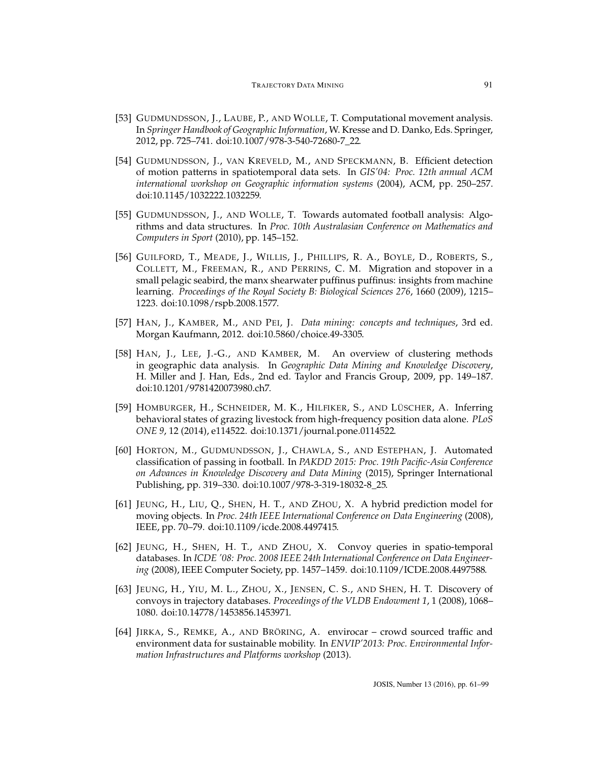[53] Gudmundsson, J., Laube, P., and Wolle, T. Computational movement analysis. In *Springer Handbook of Geographic Information*, W. Kresse and D. Danko, Eds. Springer, 2012, pp. 725–741. doi:10.1007/978-3-540-72680-7_22.

[54] Gudmundsson, J., van Kreveld, M., and Speckmann, B. Efficient detection of motion patterns in spatiotemporal data sets. In *GIS'04: Proc. 12th annual ACM international workshop on Geographic information systems* (2004), ACM, pp. 250–257. doi:10.1145/1032222.1032259.

[55] Gudmundsson, J., and Wolle, T. Towards automated football analysis: Algorithms and data structures. In *Proc. 10th Australasian Conference on Mathematics and Computers in Sport* (2010), pp. 145–152.

[56] Guilford, T., Meade, J., Willis, J., Phillips, R. A., Boyle, D., Roberts, S., Collett, M., Freeman, R., and Perrins, C. M. Migration and stopover in a small pelagic seabird, the manx shearwater puffinus puffinus: insights from machine learning. *Proceedings of the Royal Society B: Biological Sciences 276*, 1660 (2009), 1215–1223. doi:10.1098/rspb.2008.1577.

[57] Han, J., Kamber, M., and Pei, J. *Data mining: concepts and techniques*, 3rd ed. Morgan Kaufmann, 2012. doi:10.5860/choice.49-3305.

[58] Han, J., Lee, J.-G., and Kamber, M. An overview of clustering methods in geographic data analysis. In *Geographic Data Mining and Knowledge Discovery*, H. Miller and J. Han, Eds., 2nd ed. Taylor and Francis Group, 2009, pp. 149–187. doi:10.1201/9781420073980.ch7.

[59] Homburger, H., Schneider, M. K., Hilfiker, S., and Lüscher, A. Inferring behavioral states of grazing livestock from high-frequency position data alone. *PLoS ONE 9*, 12 (2014), e114522. doi:10.1371/journal.pone.0114522.

[60] Horton, M., Gudmundsson, J., Chawla, S., and Estephan, J. Automated classification of passing in football. In *PAKDD 2015: Proc. 19th Pacific-Asia Conference on Advances in Knowledge Discovery and Data Mining* (2015), Springer International Publishing, pp. 319–330. doi:10.1007/978-3-319-18032-8_25.

[61] Jeung, H., Liu, Q., Shen, H. T., and Zhou, X. A hybrid prediction model for moving objects. In *Proc. 24th IEEE International Conference on Data Engineering* (2008), IEEE, pp. 70–79. doi:10.1109/icde.2008.4497415.

[62] Jeung, H., Shen, H. T., and Zhou, X. Convoy queries in spatio-temporal databases. In *ICDE '08: Proc. 2008 IEEE 24th International Conference on Data Engineering* (2008), IEEE Computer Society, pp. 1457–1459. doi:10.1109/ICDE.2008.4497588.

[63] Jeung, H., Yiu, M. L., Zhou, X., Jensen, C. S., and Shen, H. T. Discovery of convoys in trajectory databases. *Proceedings of the VLDB Endowment 1*, 1 (2008), 1068–1080. doi:10.14778/1453856.1453971.

[64] Jirka, S., Remke, A., and Bröring, A. envirocar – crowd sourced traffic and environment data for sustainable mobility. In *ENVIP'2013: Proc. Environmental Information Infrastructures and Platforms workshop* (2013).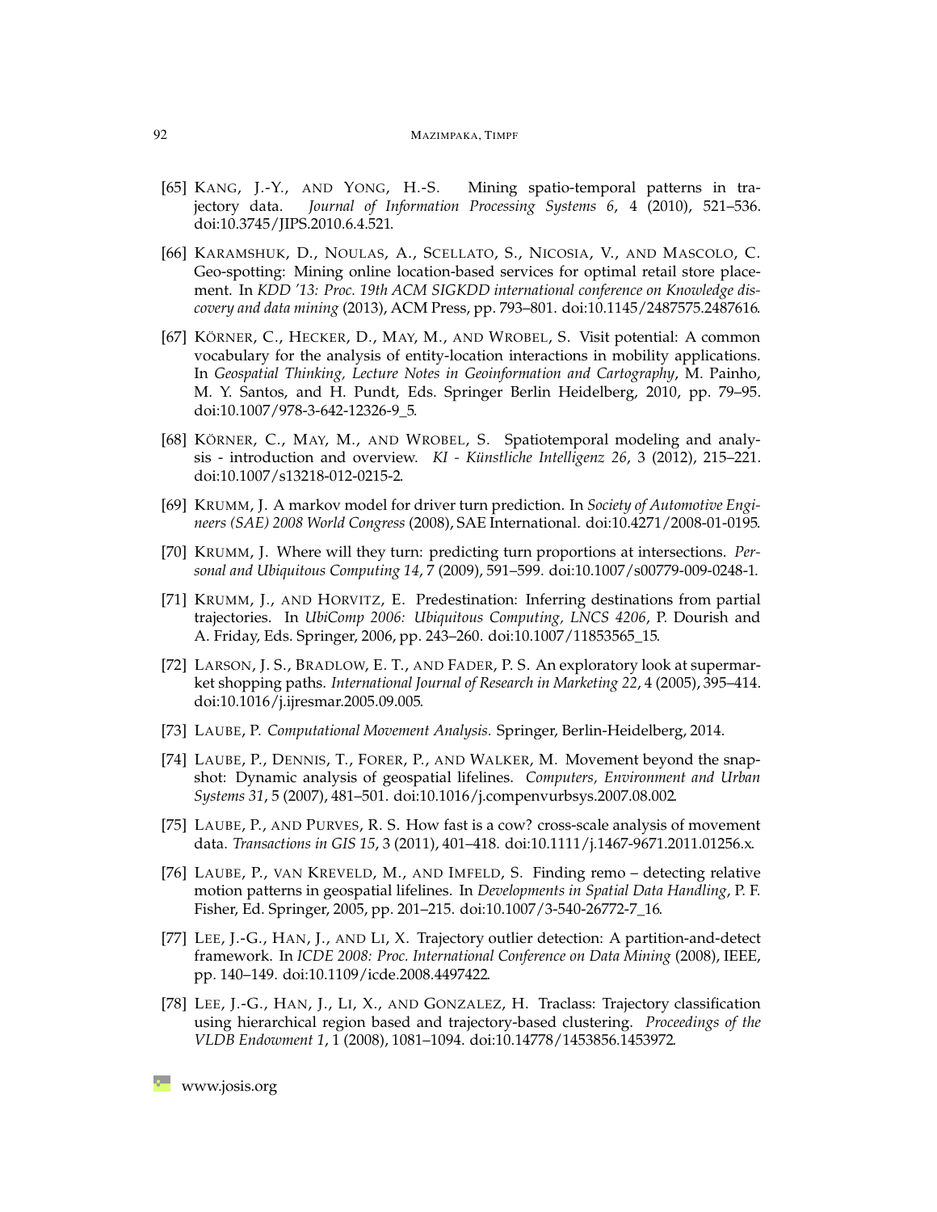[65] Kang, J.-Y., and Yong, H.-S. Mining spatio-temporal patterns in trajectory data. *Journal of Information Processing Systems 6*, 4 (2010), 521–536. doi:10.3745/JIPS.2010.6.4.521.

[66] Karamshuk, D., Noulas, A., Scellato, S., Nicosia, V., and Mascolo, C. Geo-spotting: Mining online location-based services for optimal retail store placement. In *KDD '13: Proc. 19th ACM SIGKDD international conference on Knowledge discovery and data mining* (2013), ACM Press, pp. 793–801. doi:10.1145/2487575.2487616.

[67] Körner, C., Hecker, D., May, M., and Wrobel, S. Visit potential: A common vocabulary for the analysis of entity-location interactions in mobility applications. In *Geospatial Thinking, Lecture Notes in Geoinformation and Cartography*, M. Painho, M. Y. Santos, and H. Pundt, Eds. Springer Berlin Heidelberg, 2010, pp. 79–95. doi:10.1007/978-3-642-12326-9_5.

[68] Körner, C., May, M., and Wrobel, S. Spatiotemporal modeling and analysis - introduction and overview. *KI - Künstliche Intelligenz 26*, 3 (2012), 215–221. doi:10.1007/s13218-012-0215-2.

[69] Krumm, J. A markov model for driver turn prediction. In *Society of Automotive Engineers (SAE) 2008 World Congress* (2008), SAE International. doi:10.4271/2008-01-0195.

[70] Krumm, J. Where will they turn: predicting turn proportions at intersections. *Personal and Ubiquitous Computing 14*, 7 (2009), 591–599. doi:10.1007/s00779-009-0248-1.

[71] Krumm, J., and Horvitz, E. Predestination: Inferring destinations from partial trajectories. In *UbiComp 2006: Ubiquitous Computing, LNCS 4206*, P. Dourish and A. Friday, Eds. Springer, 2006, pp. 243–260. doi:10.1007/11853565_15.

[72] Larson, J. S., Bradlow, E. T., and Fader, P. S. An exploratory look at supermarket shopping paths. *International Journal of Research in Marketing 22*, 4 (2005), 395–414. doi:10.1016/j.ijresmar.2005.09.005.

[73] Laube, P. *Computational Movement Analysis*. Springer, Berlin-Heidelberg, 2014.

[74] Laube, P., Dennis, T., Forer, P., and Walker, M. Movement beyond the snapshot: Dynamic analysis of geospatial lifelines. *Computers, Environment and Urban Systems 31*, 5 (2007), 481–501. doi:10.1016/j.compenvurbsys.2007.08.002.

[75] Laube, P., and Purves, R. S. How fast is a cow? cross-scale analysis of movement data. *Transactions in GIS 15*, 3 (2011), 401–418. doi:10.1111/j.1467-9671.2011.01256.x.

[76] Laube, P., van Kreveld, M., and Imfeld, S. Finding remo – detecting relative motion patterns in geospatial lifelines. In *Developments in Spatial Data Handling*, P. F. Fisher, Ed. Springer, 2005, pp. 201–215. doi:10.1007/3-540-26772-7_16.

[77] Lee, J.-G., Han, J., and Li, X. Trajectory outlier detection: A partition-and-detect framework. In *ICDE 2008: Proc. International Conference on Data Mining* (2008), IEEE, pp. 140–149. doi:10.1109/icde.2008.4497422.

[78] Lee, J.-G., Han, J., Li, X., and Gonzalez, H. Traclass: Trajectory classification using hierarchical region based and trajectory-based clustering. *Proceedings of the VLDB Endowment 1*, 1 (2008), 1081–1094. doi:10.14778/1453856.1453972.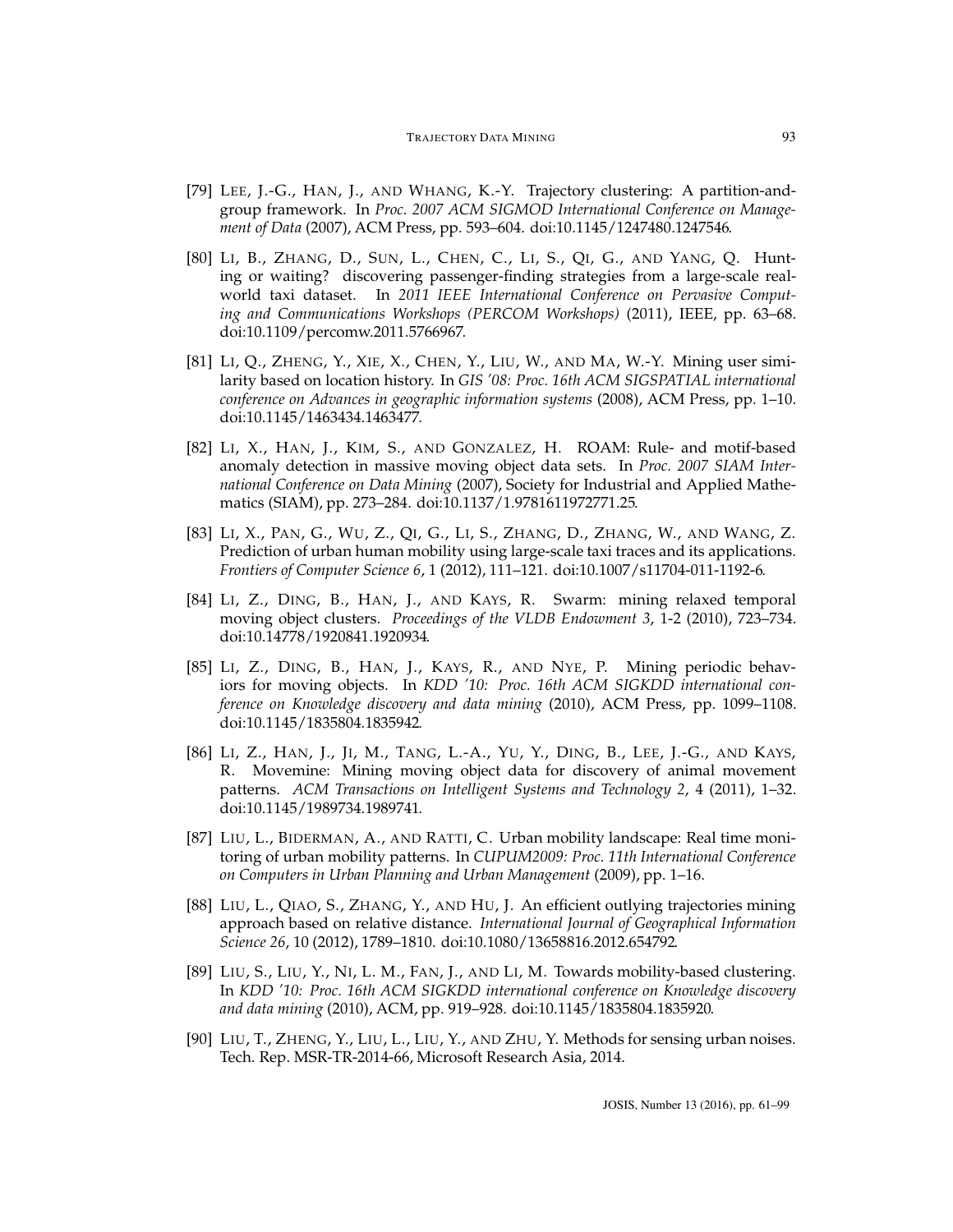[79] Lee, J.-G., Han, J., and Whang, K.-Y. Trajectory clustering: A partition-and-group framework. In *Proc. 2007 ACM SIGMOD International Conference on Management of Data* (2007), ACM Press, pp. 593–604. doi:10.1145/1247480.1247546.

[80] Li, B., Zhang, D., Sun, L., Chen, C., Li, S., Qi, G., and Yang, Q. Hunting or waiting? discovering passenger-finding strategies from a large-scale real-world taxi dataset. In *2011 IEEE International Conference on Pervasive Computing and Communications Workshops (PERCOM Workshops)* (2011), IEEE, pp. 63–68. doi:10.1109/percomw.2011.5766967.

[81] Li, Q., Zheng, Y., Xie, X., Chen, Y., Liu, W., and Ma, W.-Y. Mining user similarity based on location history. In *GIS '08: Proc. 16th ACM SIGSPATIAL international conference on Advances in geographic information systems* (2008), ACM Press, pp. 1–10. doi:10.1145/1463434.1463477.

[82] Li, X., Han, J., Kim, S., and Gonzalez, H. ROAM: Rule- and motif-based anomaly detection in massive moving object data sets. In *Proc. 2007 SIAM International Conference on Data Mining* (2007), Society for Industrial and Applied Mathematics (SIAM), pp. 273–284. doi:10.1137/1.9781611972771.25.

[83] Li, X., Pan, G., Wu, Z., Qi, G., Li, S., Zhang, D., Zhang, W., and Wang, Z. Prediction of urban human mobility using large-scale taxi traces and its applications. *Frontiers of Computer Science 6*, 1 (2012), 111–121. doi:10.1007/s11704-011-1192-6.

[84] Li, Z., Ding, B., Han, J., and Kays, R. Swarm: mining relaxed temporal moving object clusters. *Proceedings of the VLDB Endowment 3*, 1-2 (2010), 723–734. doi:10.14778/1920841.1920934.

[85] Li, Z., Ding, B., Han, J., Kays, R., and Nye, P. Mining periodic behaviors for moving objects. In *KDD '10: Proc. 16th ACM SIGKDD international conference on Knowledge discovery and data mining* (2010), ACM Press, pp. 1099–1108. doi:10.1145/1835804.1835942.

[86] Li, Z., Han, J., Ji, M., Tang, L.-A., Yu, Y., Ding, B., Lee, J.-G., and Kays, R. Movemine: Mining moving object data for discovery of animal movement patterns. *ACM Transactions on Intelligent Systems and Technology 2*, 4 (2011), 1–32. doi:10.1145/1989734.1989741.

[87] Liu, L., Biderman, A., and Ratti, C. Urban mobility landscape: Real time monitoring of urban mobility patterns. In *CUPUM2009: Proc. 11th International Conference on Computers in Urban Planning and Urban Management* (2009), pp. 1–16.

[88] Liu, L., Qiao, S., Zhang, Y., and Hu, J. An efficient outlying trajectories mining approach based on relative distance. *International Journal of Geographical Information Science 26*, 10 (2012), 1789–1810. doi:10.1080/13658816.2012.654792.

[89] Liu, S., Liu, Y., Ni, L. M., Fan, J., and Li, M. Towards mobility-based clustering. In *KDD '10: Proc. 16th ACM SIGKDD international conference on Knowledge discovery and data mining* (2010), ACM, pp. 919–928. doi:10.1145/1835804.1835920.

[90] Liu, T., Zheng, Y., Liu, L., Liu, Y., and Zhu, Y. Methods for sensing urban noises. Tech. Rep. MSR-TR-2014-66, Microsoft Research Asia, 2014.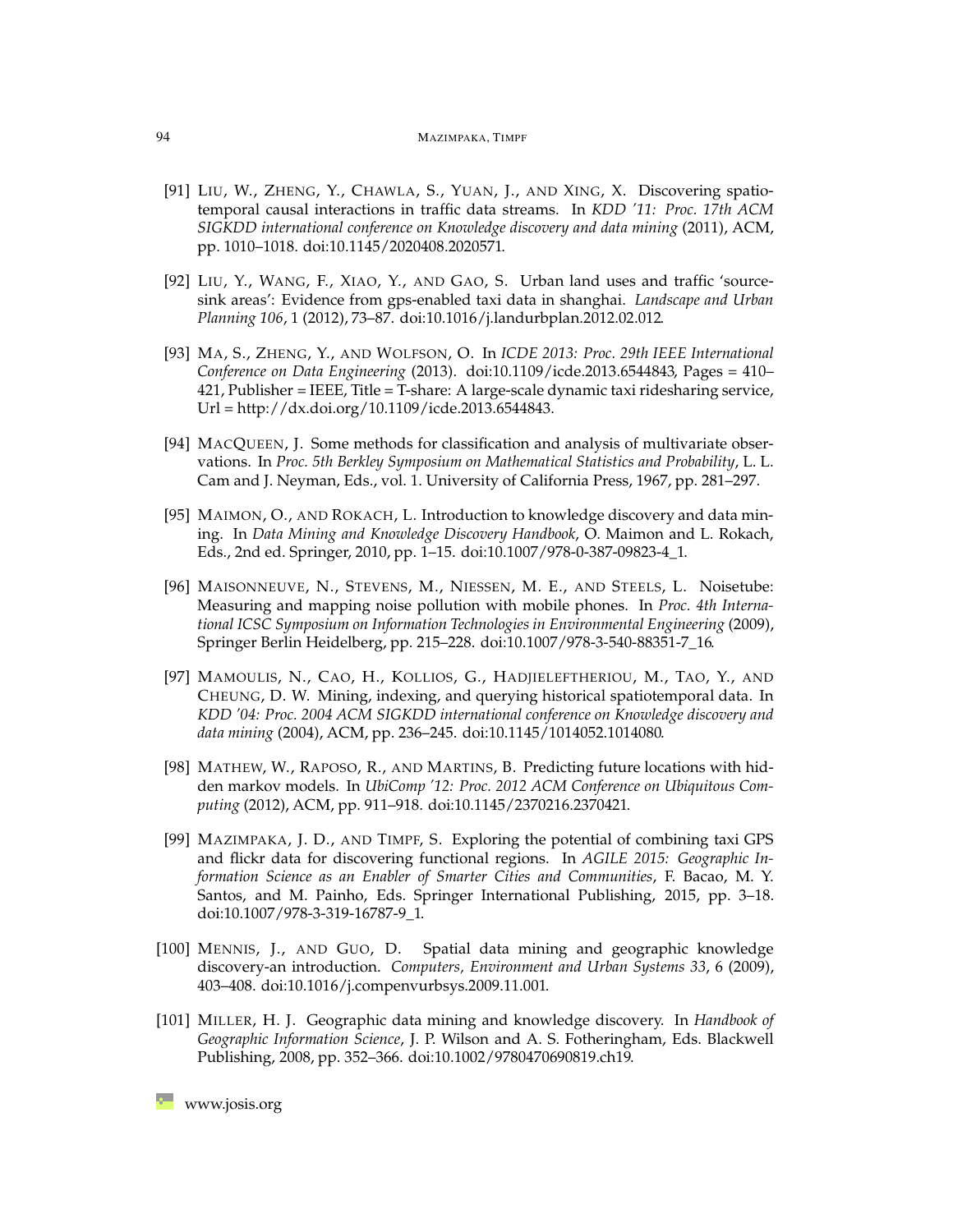[91] Liu, W., Zheng, Y., Chawla, S., Yuan, J., and Xing, X. Discovering spatio-temporal causal interactions in traffic data streams. In *KDD '11: Proc. 17th ACM SIGKDD international conference on Knowledge discovery and data mining* (2011), ACM, pp. 1010–1018. doi:10.1145/2020408.2020571.

[92] Liu, Y., Wang, F., Xiao, Y., and Gao, S. Urban land uses and traffic 'source-sink areas': Evidence from gps-enabled taxi data in shanghai. *Landscape and Urban Planning 106*, 1 (2012), 73–87. doi:10.1016/j.landurbplan.2012.02.012.

[93] Ma, S., Zheng, Y., and Wolfson, O. In *ICDE 2013: Proc. 29th IEEE International Conference on Data Engineering* (2013). doi:10.1109/icde.2013.6544843, Pages = 410–421, Publisher = IEEE, Title = T-share: A large-scale dynamic taxi ridesharing service, Url = http://dx.doi.org/10.1109/icde.2013.6544843.

[94] MacQueen, J. Some methods for classification and analysis of multivariate observations. In *Proc. 5th Berkley Symposium on Mathematical Statistics and Probability*, L. L. Cam and J. Neyman, Eds., vol. 1. University of California Press, 1967, pp. 281–297.

[95] Maimon, O., and Rokach, L. Introduction to knowledge discovery and data mining. In *Data Mining and Knowledge Discovery Handbook*, O. Maimon and L. Rokach, Eds., 2nd ed. Springer, 2010, pp. 1–15. doi:10.1007/978-0-387-09823-4_1.

[96] Maisonneuve, N., Stevens, M., Niessen, M. E., and Steels, L. Noisetube: Measuring and mapping noise pollution with mobile phones. In *Proc. 4th International ICSC Symposium on Information Technologies in Environmental Engineering* (2009), Springer Berlin Heidelberg, pp. 215–228. doi:10.1007/978-3-540-88351-7_16.

[97] Mamoulis, N., Cao, H., Kollios, G., Hadjieleftheriou, M., Tao, Y., and Cheung, D. W. Mining, indexing, and querying historical spatiotemporal data. In *KDD '04: Proc. 2004 ACM SIGKDD international conference on Knowledge discovery and data mining* (2004), ACM, pp. 236–245. doi:10.1145/1014052.1014080.

[98] Mathew, W., Raposo, R., and Martins, B. Predicting future locations with hidden markov models. In *UbiComp '12: Proc. 2012 ACM Conference on Ubiquitous Computing* (2012), ACM, pp. 911–918. doi:10.1145/2370216.2370421.

[99] Mazimpaka, J. D., and Timpf, S. Exploring the potential of combining taxi GPS and flickr data for discovering functional regions. In *AGILE 2015: Geographic Information Science as an Enabler of Smarter Cities and Communities*, F. Bacao, M. Y. Santos, and M. Painho, Eds. Springer International Publishing, 2015, pp. 3–18. doi:10.1007/978-3-319-16787-9_1.

[100] Mennis, J., and Guo, D. Spatial data mining and geographic knowledge discovery-an introduction. *Computers, Environment and Urban Systems 33*, 6 (2009), 403–408. doi:10.1016/j.compenvurbsys.2009.11.001.

[101] Miller, H. J. Geographic data mining and knowledge discovery. In *Handbook of Geographic Information Science*, J. P. Wilson and A. S. Fotheringham, Eds. Blackwell Publishing, 2008, pp. 352–366. doi:10.1002/9780470690819.ch19.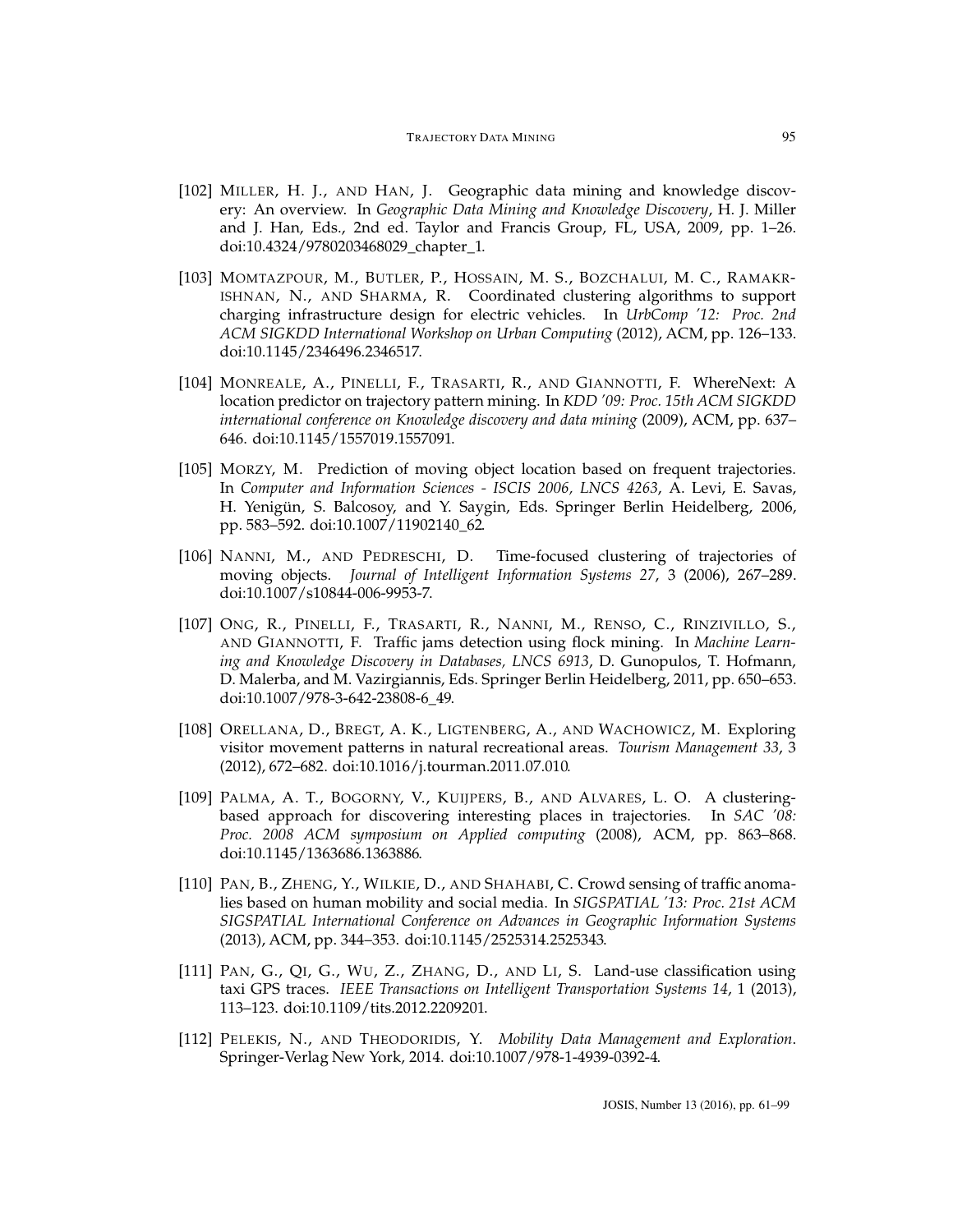[102] MILLER, H. J., AND HAN, J. Geographic data mining and knowledge discovery: An overview. In *Geographic Data Mining and Knowledge Discovery*, H. J. Miller and J. Han, Eds., 2nd ed. Taylor and Francis Group, FL, USA, 2009, pp. 1–26. doi:10.4324/9780203468029_chapter_1.

[103] MOMTAZPOUR, M., BUTLER, P., HOSSAIN, M. S., BOZCHALUI, M. C., RAMAKRISHNAN, N., AND SHARMA, R. Coordinated clustering algorithms to support charging infrastructure design for electric vehicles. In *UrbComp '12: Proc. 2nd ACM SIGKDD International Workshop on Urban Computing* (2012), ACM, pp. 126–133. doi:10.1145/2346496.2346517.

[104] MONREALE, A., PINELLI, F., TRASARTI, R., AND GIANNOTTI, F. WhereNext: A location predictor on trajectory pattern mining. In *KDD '09: Proc. 15th ACM SIGKDD international conference on Knowledge discovery and data mining* (2009), ACM, pp. 637–646. doi:10.1145/1557019.1557091.

[105] MORZY, M. Prediction of moving object location based on frequent trajectories. In *Computer and Information Sciences - ISCIS 2006, LNCS 4263*, A. Levi, E. Savas, H. Yenigün, S. Balcosoy, and Y. Saygin, Eds. Springer Berlin Heidelberg, 2006, pp. 583–592. doi:10.1007/11902140_62.

[106] NANNI, M., AND PEDRESCHI, D. Time-focused clustering of trajectories of moving objects. *Journal of Intelligent Information Systems 27*, 3 (2006), 267–289. doi:10.1007/s10844-006-9953-7.

[107] ONG, R., PINELLI, F., TRASARTI, R., NANNI, M., RENSO, C., RINZIVILLO, S., AND GIANNOTTI, F. Traffic jams detection using flock mining. In *Machine Learning and Knowledge Discovery in Databases, LNCS 6913*, D. Gunopulos, T. Hofmann, D. Malerba, and M. Vazirgiannis, Eds. Springer Berlin Heidelberg, 2011, pp. 650–653. doi:10.1007/978-3-642-23808-6_49.

[108] ORELLANA, D., BREGT, A. K., LIGTENBERG, A., AND WACHOWICZ, M. Exploring visitor movement patterns in natural recreational areas. *Tourism Management 33*, 3 (2012), 672–682. doi:10.1016/j.tourman.2011.07.010.

[109] PALMA, A. T., BOGORNY, V., KUIJPERS, B., AND ALVARES, L. O. A clustering-based approach for discovering interesting places in trajectories. In *SAC '08: Proc. 2008 ACM symposium on Applied computing* (2008), ACM, pp. 863–868. doi:10.1145/1363686.1363886.

[110] PAN, B., ZHENG, Y., WILKIE, D., AND SHAHABI, C. Crowd sensing of traffic anomalies based on human mobility and social media. In *SIGSPATIAL '13: Proc. 21st ACM SIGSPATIAL International Conference on Advances in Geographic Information Systems* (2013), ACM, pp. 344–353. doi:10.1145/2525314.2525343.

[111] PAN, G., QI, G., WU, Z., ZHANG, D., AND LI, S. Land-use classification using taxi GPS traces. *IEEE Transactions on Intelligent Transportation Systems 14*, 1 (2013), 113–123. doi:10.1109/tits.2012.2209201.

[112] PELEKIS, N., AND THEODORIDIS, Y. *Mobility Data Management and Exploration*. Springer-Verlag New York, 2014. doi:10.1007/978-1-4939-0392-4.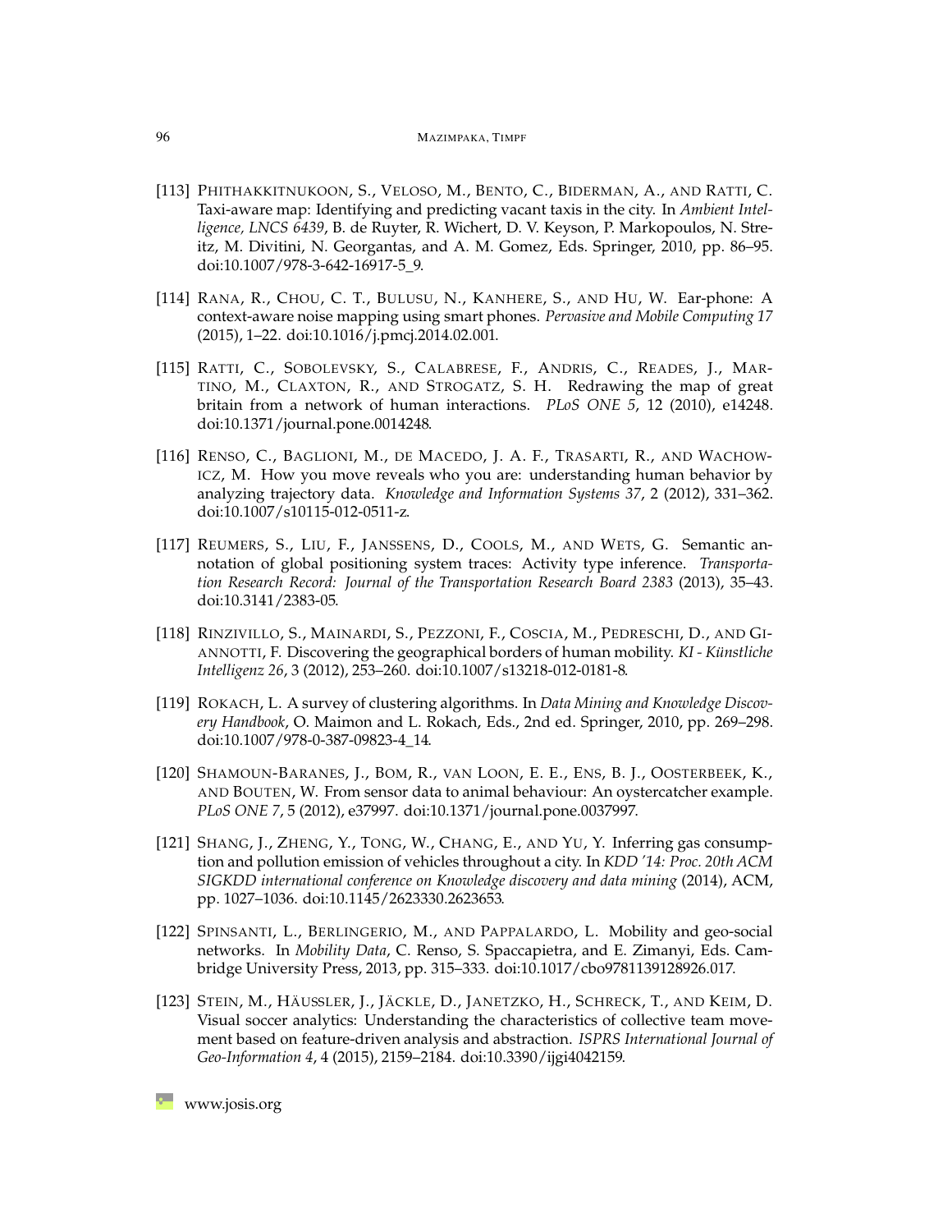[113] Phithakkitnukoon, S., Veloso, M., Bento, C., Biderman, A., and Ratti, C. Taxi-aware map: Identifying and predicting vacant taxis in the city. In *Ambient Intelligence, LNCS 6439*, B. de Ruyter, R. Wichert, D. V. Keyson, P. Markopoulos, N. Streitz, M. Divitini, N. Georgantas, and A. M. Gomez, Eds. Springer, 2010, pp. 86–95. doi:10.1007/978-3-642-16917-5_9.

[114] Rana, R., Chou, C. T., Bulusu, N., Kanhere, S., and Hu, W. Ear-phone: A context-aware noise mapping using smart phones. *Pervasive and Mobile Computing 17* (2015), 1–22. doi:10.1016/j.pmcj.2014.02.001.

[115] Ratti, C., Sobolevsky, S., Calabrese, F., Andris, C., Reades, J., Martino, M., Claxton, R., and Strogatz, S. H. Redrawing the map of great britain from a network of human interactions. *PLoS ONE 5*, 12 (2010), e14248. doi:10.1371/journal.pone.0014248.

[116] Renso, C., Baglioni, M., de Macedo, J. A. F., Trasarti, R., and Wachowicz, M. How you move reveals who you are: understanding human behavior by analyzing trajectory data. *Knowledge and Information Systems 37*, 2 (2012), 331–362. doi:10.1007/s10115-012-0511-z.

[117] Reumers, S., Liu, F., Janssens, D., Cools, M., and Wets, G. Semantic annotation of global positioning system traces: Activity type inference. *Transportation Research Record: Journal of the Transportation Research Board 2383* (2013), 35–43. doi:10.3141/2383-05.

[118] Rinzivillo, S., Mainardi, S., Pezzoni, F., Coscia, M., Pedreschi, D., and Giannotti, F. Discovering the geographical borders of human mobility. *KI - Künstliche Intelligenz 26*, 3 (2012), 253–260. doi:10.1007/s13218-012-0181-8.

[119] Rokach, L. A survey of clustering algorithms. In *Data Mining and Knowledge Discovery Handbook*, O. Maimon and L. Rokach, Eds., 2nd ed. Springer, 2010, pp. 269–298. doi:10.1007/978-0-387-09823-4_14.

[120] Shamoun-Baranes, J., Bom, R., van Loon, E. E., Ens, B. J., Oosterbeek, K., and Bouten, W. From sensor data to animal behaviour: An oystercatcher example. *PLoS ONE 7*, 5 (2012), e37997. doi:10.1371/journal.pone.0037997.

[121] Shang, J., Zheng, Y., Tong, W., Chang, E., and Yu, Y. Inferring gas consumption and pollution emission of vehicles throughout a city. In *KDD '14: Proc. 20th ACM SIGKDD international conference on Knowledge discovery and data mining* (2014), ACM, pp. 1027–1036. doi:10.1145/2623330.2623653.

[122] Spinsanti, L., Berlingerio, M., and Pappalardo, L. Mobility and geo-social networks. In *Mobility Data*, C. Renso, S. Spaccapietra, and E. Zimanyi, Eds. Cambridge University Press, 2013, pp. 315–333. doi:10.1017/cbo9781139128926.017.

[123] Stein, M., Häussler, J., Jäckle, D., Janetzko, H., Schreck, T., and Keim, D. Visual soccer analytics: Understanding the characteristics of collective team movement based on feature-driven analysis and abstraction. *ISPRS International Journal of Geo-Information 4*, 4 (2015), 2159–2184. doi:10.3390/ijgi4042159.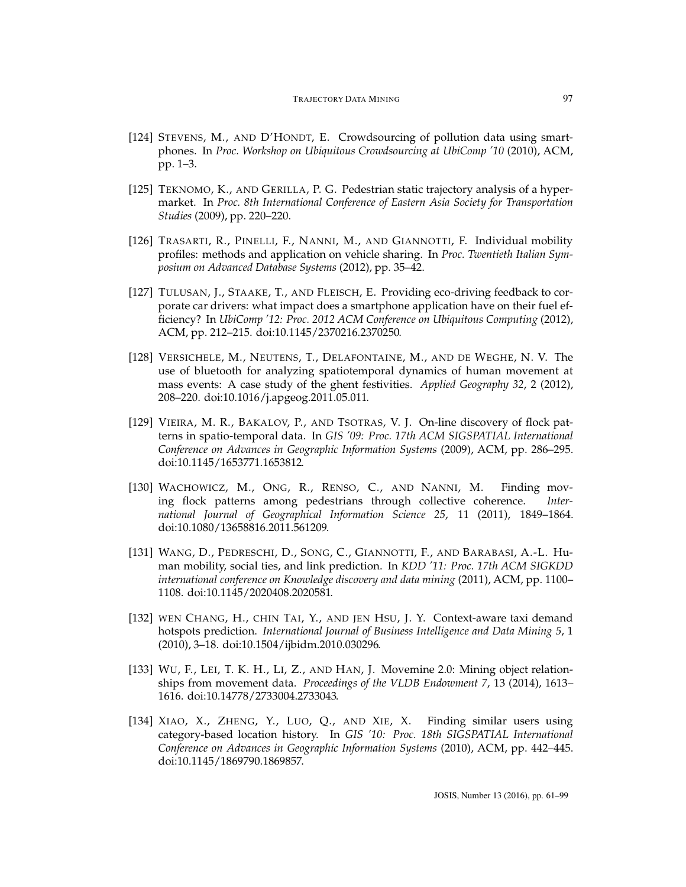[124] Stevens, M., and D'Hondt, E. Crowdsourcing of pollution data using smartphones. In *Proc. Workshop on Ubiquitous Crowdsourcing at UbiComp '10* (2010), ACM, pp. 1–3.

[125] Teknomo, K., and Gerilla, P. G. Pedestrian static trajectory analysis of a hypermarket. In *Proc. 8th International Conference of Eastern Asia Society for Transportation Studies* (2009), pp. 220–220.

[126] Trasarti, R., Pinelli, F., Nanni, M., and Giannotti, F. Individual mobility profiles: methods and application on vehicle sharing. In *Proc. Twentieth Italian Symposium on Advanced Database Systems* (2012), pp. 35–42.

[127] Tulusan, J., Staake, T., and Fleisch, E. Providing eco-driving feedback to corporate car drivers: what impact does a smartphone application have on their fuel efficiency? In *UbiComp '12: Proc. 2012 ACM Conference on Ubiquitous Computing* (2012), ACM, pp. 212–215. doi:10.1145/2370216.2370250.

[128] Versichele, M., Neutens, T., Delafontaine, M., and de Weghe, N. V. The use of bluetooth for analyzing spatiotemporal dynamics of human movement at mass events: A case study of the ghent festivities. *Applied Geography 32*, 2 (2012), 208–220. doi:10.1016/j.apgeog.2011.05.011.

[129] Vieira, M. R., Bakalov, P., and Tsotras, V. J. On-line discovery of flock patterns in spatio-temporal data. In *GIS '09: Proc. 17th ACM SIGSPATIAL International Conference on Advances in Geographic Information Systems* (2009), ACM, pp. 286–295. doi:10.1145/1653771.1653812.

[130] Wachowicz, M., Ong, R., Renso, C., and Nanni, M. Finding moving flock patterns among pedestrians through collective coherence. *International Journal of Geographical Information Science 25*, 11 (2011), 1849–1864. doi:10.1080/13658816.2011.561209.

[131] Wang, D., Pedreschi, D., Song, C., Giannotti, F., and Barabasi, A.-L. Human mobility, social ties, and link prediction. In *KDD '11: Proc. 17th ACM SIGKDD international conference on Knowledge discovery and data mining* (2011), ACM, pp. 1100–1108. doi:10.1145/2020408.2020581.

[132] wen Chang, H., chin Tai, Y., and jen Hsu, J. Y. Context-aware taxi demand hotspots prediction. *International Journal of Business Intelligence and Data Mining 5*, 1 (2010), 3–18. doi:10.1504/ijbidm.2010.030296.

[133] Wu, F., Lei, T. K. H., Li, Z., and Han, J. Movemine 2.0: Mining object relationships from movement data. *Proceedings of the VLDB Endowment 7*, 13 (2014), 1613–1616. doi:10.14778/2733004.2733043.

[134] Xiao, X., Zheng, Y., Luo, Q., and Xie, X. Finding similar users using category-based location history. In *GIS '10: Proc. 18th SIGSPATIAL International Conference on Advances in Geographic Information Systems* (2010), ACM, pp. 442–445. doi:10.1145/1869790.1869857.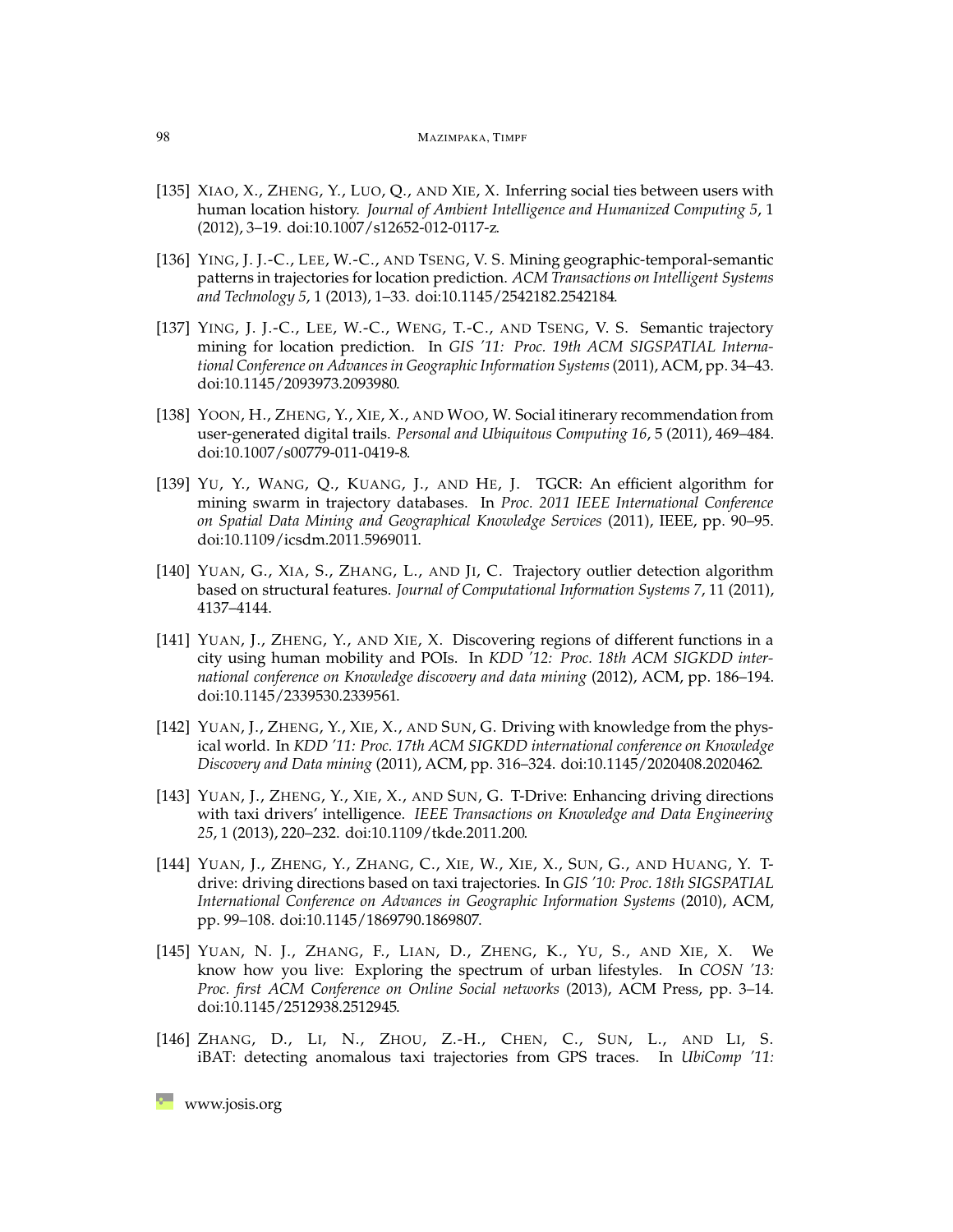[135] Xiao, X., Zheng, Y., Luo, Q., and Xie, X. Inferring social ties between users with human location history. *Journal of Ambient Intelligence and Humanized Computing 5*, 1 (2012), 3–19. doi:10.1007/s12652-012-0117-z.

[136] Ying, J. J.-C., Lee, W.-C., and Tseng, V. S. Mining geographic-temporal-semantic patterns in trajectories for location prediction. *ACM Transactions on Intelligent Systems and Technology 5*, 1 (2013), 1–33. doi:10.1145/2542182.2542184.

[137] Ying, J. J.-C., Lee, W.-C., Weng, T.-C., and Tseng, V. S. Semantic trajectory mining for location prediction. In *GIS '11: Proc. 19th ACM SIGSPATIAL International Conference on Advances in Geographic Information Systems* (2011), ACM, pp. 34–43. doi:10.1145/2093973.2093980.

[138] Yoon, H., Zheng, Y., Xie, X., and Woo, W. Social itinerary recommendation from user-generated digital trails. *Personal and Ubiquitous Computing 16*, 5 (2011), 469–484. doi:10.1007/s00779-011-0419-8.

[139] Yu, Y., Wang, Q., Kuang, J., and He, J. TGCR: An efficient algorithm for mining swarm in trajectory databases. In *Proc. 2011 IEEE International Conference on Spatial Data Mining and Geographical Knowledge Services* (2011), IEEE, pp. 90–95. doi:10.1109/icsdm.2011.5969011.

[140] Yuan, G., Xia, S., Zhang, L., and Ji, C. Trajectory outlier detection algorithm based on structural features. *Journal of Computational Information Systems 7*, 11 (2011), 4137–4144.

[141] Yuan, J., Zheng, Y., and Xie, X. Discovering regions of different functions in a city using human mobility and POIs. In *KDD '12: Proc. 18th ACM SIGKDD international conference on Knowledge discovery and data mining* (2012), ACM, pp. 186–194. doi:10.1145/2339530.2339561.

[142] Yuan, J., Zheng, Y., Xie, X., and Sun, G. Driving with knowledge from the physical world. In *KDD '11: Proc. 17th ACM SIGKDD international conference on Knowledge Discovery and Data mining* (2011), ACM, pp. 316–324. doi:10.1145/2020408.2020462.

[143] Yuan, J., Zheng, Y., Xie, X., and Sun, G. T-Drive: Enhancing driving directions with taxi drivers' intelligence. *IEEE Transactions on Knowledge and Data Engineering 25*, 1 (2013), 220–232. doi:10.1109/tkde.2011.200.

[144] Yuan, J., Zheng, Y., Zhang, C., Xie, W., Xie, X., Sun, G., and Huang, Y. T-drive: driving directions based on taxi trajectories. In *GIS '10: Proc. 18th SIGSPATIAL International Conference on Advances in Geographic Information Systems* (2010), ACM, pp. 99–108. doi:10.1145/1869790.1869807.

[145] Yuan, N. J., Zhang, F., Lian, D., Zheng, K., Yu, S., and Xie, X. We know how you live: Exploring the spectrum of urban lifestyles. In *COSN '13: Proc. first ACM Conference on Online Social networks* (2013), ACM Press, pp. 3–14. doi:10.1145/2512938.2512945.

[146] Zhang, D., Li, N., Zhou, Z.-H., Chen, C., Sun, L., and Li, S. iBAT: detecting anomalous taxi trajectories from GPS traces. In *UbiComp '11:*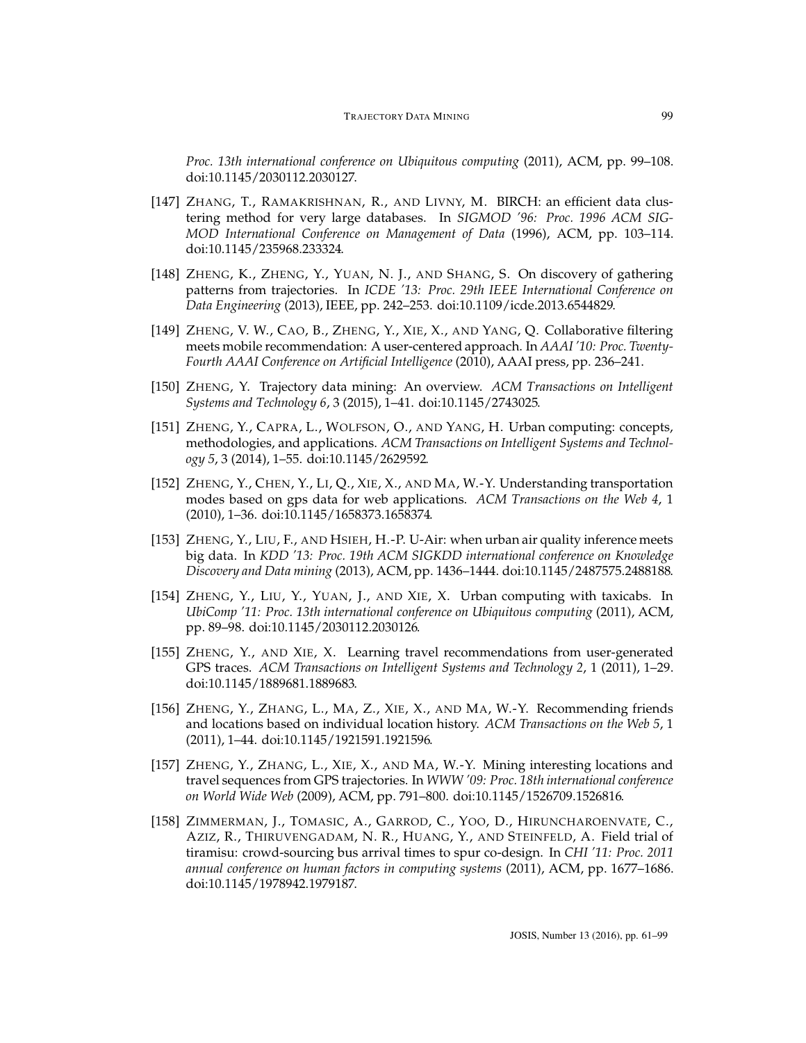*Proc. 13th international conference on Ubiquitous computing* (2011), ACM, pp. 99–108. doi:10.1145/2030112.2030127.

[147] Zhang, T., Ramakrishnan, R., and Livny, M. BIRCH: an efficient data clustering method for very large databases. In *SIGMOD '96: Proc. 1996 ACM SIGMOD International Conference on Management of Data* (1996), ACM, pp. 103–114. doi:10.1145/235968.233324.

[148] Zheng, K., Zheng, Y., Yuan, N. J., and Shang, S. On discovery of gathering patterns from trajectories. In *ICDE '13: Proc. 29th IEEE International Conference on Data Engineering* (2013), IEEE, pp. 242–253. doi:10.1109/icde.2013.6544829.

[149] Zheng, V. W., Cao, B., Zheng, Y., Xie, X., and Yang, Q. Collaborative filtering meets mobile recommendation: A user-centered approach. In *AAAI '10: Proc. Twenty-Fourth AAAI Conference on Artificial Intelligence* (2010), AAAI press, pp. 236–241.

[150] Zheng, Y. Trajectory data mining: An overview. *ACM Transactions on Intelligent Systems and Technology 6*, 3 (2015), 1–41. doi:10.1145/2743025.

[151] Zheng, Y., Capra, L., Wolfson, O., and Yang, H. Urban computing: concepts, methodologies, and applications. *ACM Transactions on Intelligent Systems and Technology 5*, 3 (2014), 1–55. doi:10.1145/2629592.

[152] Zheng, Y., Chen, Y., Li, Q., Xie, X., and Ma, W.-Y. Understanding transportation modes based on gps data for web applications. *ACM Transactions on the Web 4*, 1 (2010), 1–36. doi:10.1145/1658373.1658374.

[153] Zheng, Y., Liu, F., and Hsieh, H.-P. U-Air: when urban air quality inference meets big data. In *KDD '13: Proc. 19th ACM SIGKDD international conference on Knowledge Discovery and Data mining* (2013), ACM, pp. 1436–1444. doi:10.1145/2487575.2488188.

[154] Zheng, Y., Liu, Y., Yuan, J., and Xie, X. Urban computing with taxicabs. In *UbiComp '11: Proc. 13th international conference on Ubiquitous computing* (2011), ACM, pp. 89–98. doi:10.1145/2030112.2030126.

[155] Zheng, Y., and Xie, X. Learning travel recommendations from user-generated GPS traces. *ACM Transactions on Intelligent Systems and Technology 2*, 1 (2011), 1–29. doi:10.1145/1889681.1889683.

[156] Zheng, Y., Zhang, L., Ma, Z., Xie, X., and Ma, W.-Y. Recommending friends and locations based on individual location history. *ACM Transactions on the Web 5*, 1 (2011), 1–44. doi:10.1145/1921591.1921596.

[157] Zheng, Y., Zhang, L., Xie, X., and Ma, W.-Y. Mining interesting locations and travel sequences from GPS trajectories. In *WWW '09: Proc. 18th international conference on World Wide Web* (2009), ACM, pp. 791–800. doi:10.1145/1526709.1526816.

[158] Zimmerman, J., Tomasic, A., Garrod, C., Yoo, D., Hiruncharoenvate, C., Aziz, R., Thiruvengadam, N. R., Huang, Y., and Steinfeld, A. Field trial of tiramisu: crowd-sourcing bus arrival times to spur co-design. In *CHI '11: Proc. 2011 annual conference on human factors in computing systems* (2011), ACM, pp. 1677–1686. doi:10.1145/1978942.1979187.